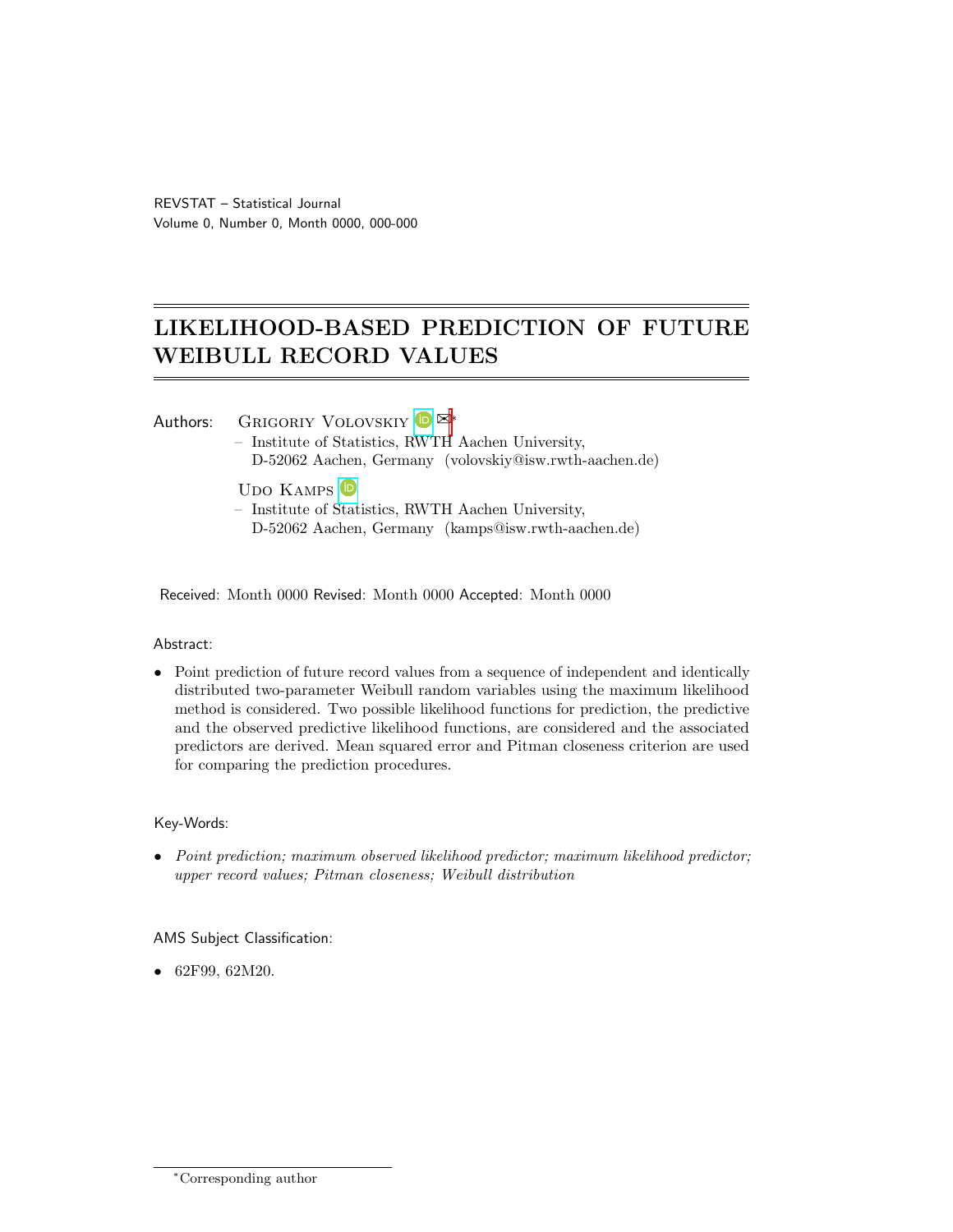# LIKELIHOOD-BASED PREDICTION OF FUTURE WEIBULL RECORD VALUES

Authors: Grigoriy Volovskiy ✉ *
– Institute of Statistics, RWTH Aachen University,
D-52062 Aachen, Germany (volovskiy@isw.rwth-aachen.de)

Udo Kamps
– Institute of Statistics, RWTH Aachen University,
D-52062 Aachen, Germany (kamps@isw.rwth-aachen.de)

Received: Month 0000 Revised: Month 0000 Accepted: Month 0000

Abstract:

- Point prediction of future record values from a sequence of independent and identically distributed two-parameter Weibull random variables using the maximum likelihood method is considered. Two possible likelihood functions for prediction, the predictive and the observed predictive likelihood functions, are considered and the associated predictors are derived. Mean squared error and Pitman closeness criterion are used for comparing the prediction procedures.

Key-Words:

- *Point prediction; maximum observed likelihood predictor; maximum likelihood predictor; upper record values; Pitman closeness; Weibull distribution*

AMS Subject Classification:

- 62F99, 62M20.

*Corresponding author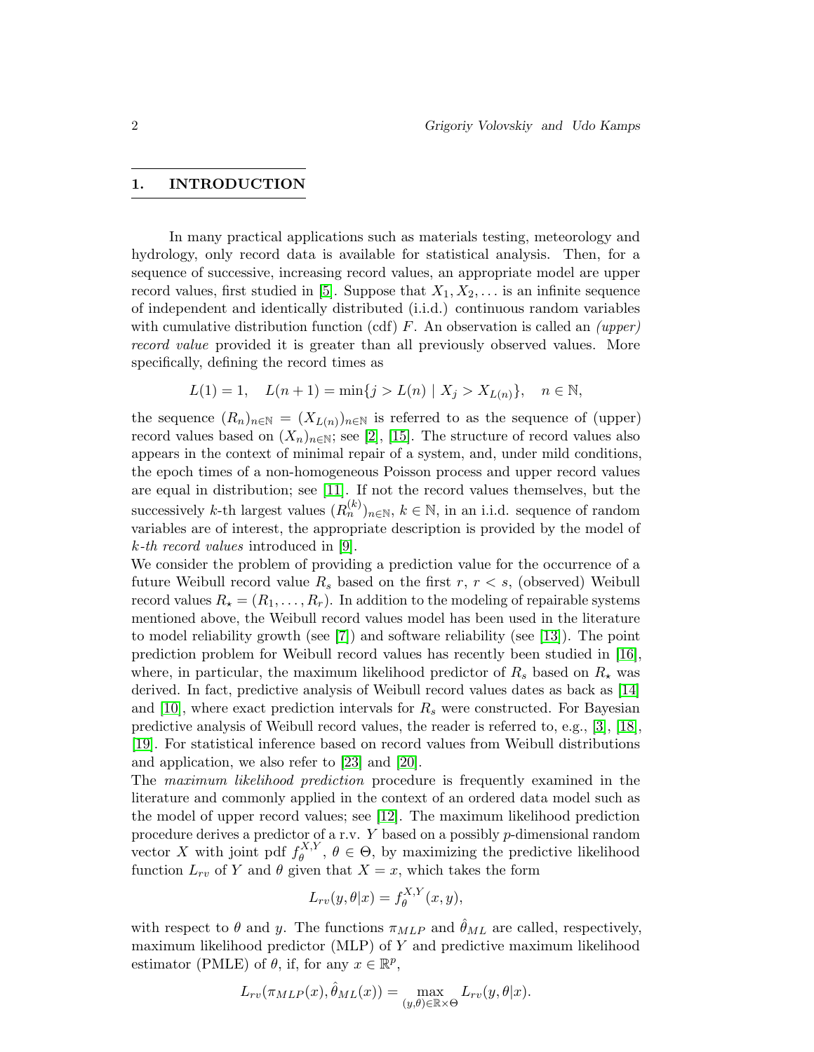## 1. INTRODUCTION

In many practical applications such as materials testing, meteorology and hydrology, only record data is available for statistical analysis. Then, for a sequence of successive, increasing record values, an appropriate model are upper record values, first studied in [5]. Suppose that $X_1, X_2, \dots$ is an infinite sequence of independent and identically distributed (i.i.d.) continuous random variables with cumulative distribution function (cdf) $F$. An observation is called an *(upper) record value* provided it is greater than all previously observed values. More specifically, defining the record times as

$$L(1) = 1, \quad L(n+1) = \min\{j > L(n) \mid X_j > X_{L(n)}\}, \quad n \in \mathbb{N},$$

the sequence $(R_n)_{n\in\mathbb{N}} = (X_{L(n)})_{n\in\mathbb{N}}$ is referred to as the sequence of (upper) record values based on $(X_n)_{n\in\mathbb{N}}$; see [2], [15]. The structure of record values also appears in the context of minimal repair of a system, and, under mild conditions, the epoch times of a non-homogeneous Poisson process and upper record values are equal in distribution; see [11]. If not the record values themselves, but the successively $k$-th largest values $(R_n^{(k)})_{n\in\mathbb{N}}$, $k \in \mathbb{N}$, in an i.i.d. sequence of random variables are of interest, the appropriate description is provided by the model of *k-th record values* introduced in [9].

We consider the problem of providing a prediction value for the occurrence of a future Weibull record value $R_s$ based on the first $r$, $r < s$, (observed) Weibull record values $R_\star = (R_1, \dots, R_r)$. In addition to the modeling of repairable systems mentioned above, the Weibull record values model has been used in the literature to model reliability growth (see [7]) and software reliability (see [13]). The point prediction problem for Weibull record values has recently been studied in [16], where, in particular, the maximum likelihood predictor of $R_s$ based on $R_\star$ was derived. In fact, predictive analysis of Weibull record values dates as back as [14] and [10], where exact prediction intervals for $R_s$ were constructed. For Bayesian predictive analysis of Weibull record values, the reader is referred to, e.g., [3], [18], [19]. For statistical inference based on record values from Weibull distributions and application, we also refer to [23] and [20].

The *maximum likelihood prediction* procedure is frequently examined in the literature and commonly applied in the context of an ordered data model such as the model of upper record values; see [12]. The maximum likelihood prediction procedure derives a predictor of a r.v. $Y$ based on a possibly $p$-dimensional random vector $X$ with joint pdf $f_\theta^{X,Y}$, $\theta \in \Theta$, by maximizing the predictive likelihood function $L_{rv}$ of $Y$ and $\theta$ given that $X = x$, which takes the form

$$L_{rv}(y, \theta | x) = f_\theta^{X,Y}(x, y),$$

with respect to $\theta$ and $y$. The functions $\pi_{MLP}$ and $\hat{\theta}_{ML}$ are called, respectively, maximum likelihood predictor (MLP) of $Y$ and predictive maximum likelihood estimator (PMLE) of $\theta$, if, for any $x \in \mathbb{R}^p$,

$$L_{rv}(\pi_{MLP}(x), \hat{\theta}_{ML}(x)) = \max_{(y,\theta)\in\mathbb{R}\times\Theta} L_{rv}(y, \theta | x).$$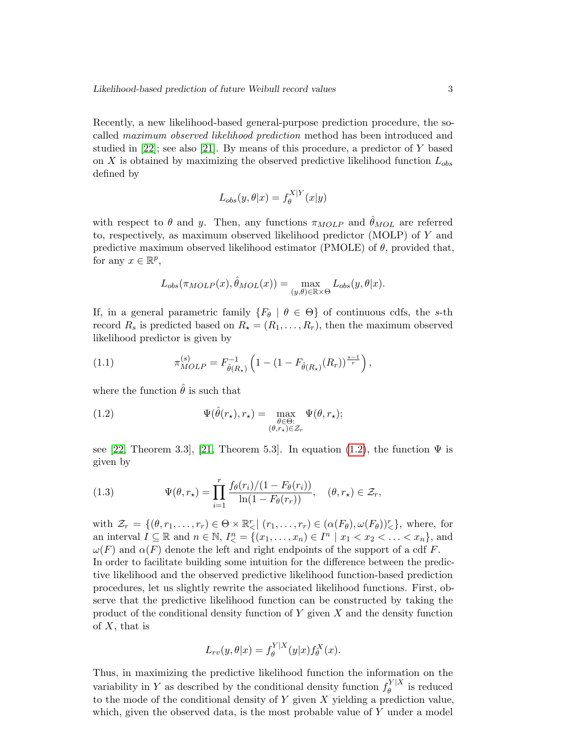Recently, a new likelihood-based general-purpose prediction procedure, the so-called *maximum observed likelihood prediction* method has been introduced and studied in [22]; see also [21]. By means of this procedure, a predictor of $Y$ based on $X$ is obtained by maximizing the observed predictive likelihood function $L_{obs}$ defined by

$$L_{obs}(y, \theta | x) = f_\theta^{X|Y}(x|y)$$

with respect to $\theta$ and $y$. Then, any functions $\pi_{MOLP}$ and $\hat{\theta}_{MOL}$ are referred to, respectively, as maximum observed likelihood predictor (MOLP) of $Y$ and predictive maximum observed likelihood estimator (PMOLE) of $\theta$, provided that, for any $x \in \mathbb{R}^p$,

$$L_{obs}(\pi_{MOLP}(x), \hat{\theta}_{MOL}(x)) = \max_{(y,\theta) \in \mathbb{R} \times \Theta} L_{obs}(y, \theta | x).$$

If, in a general parametric family $\{F_\theta \mid \theta \in \Theta\}$ of continuous cdfs, the $s$-th record $R_s$ is predicted based on $R_\star = (R_1, \ldots, R_r)$, then the maximum observed likelihood predictor is given by

$$\pi_{MOLP}^{(s)} = F^{-1}_{\hat{\theta}(R_\star)}\left(1 - (1 - F_{\hat{\theta}(R_\star)}(R_r))^{\frac{s-1}{r}}\right), \tag{1.1}$$

where the function $\hat{\theta}$ is such that

$$\Psi(\hat{\theta}(r_\star), r_\star) = \max_{\substack{\theta \in \Theta: \\ (\theta, r_\star) \in \mathcal{Z}_r}} \Psi(\theta, r_\star); \tag{1.2}$$

see [22, Theorem 3.3], [21, Theorem 5.3]. In equation (1.2), the function $\Psi$ is given by

$$\Psi(\theta, r_\star) = \prod_{i=1}^{r} \frac{f_\theta(r_i)/(1 - F_\theta(r_i))}{\ln(1 - F_\theta(r_r))}, \quad (\theta, r_\star) \in \mathcal{Z}_r, \tag{1.3}$$

with $\mathcal{Z}_r = \{(\theta, r_1, \ldots, r_r) \in \Theta \times \mathbb{R}^r_< \mid (r_1, \ldots, r_r) \in (\alpha(F_\theta), \omega(F_\theta))^r_<\}$, where, for an interval $I \subseteq \mathbb{R}$ and $n \in \mathbb{N}$, $I^n_< = \{(x_1, \ldots, x_n) \in I^n \mid x_1 < x_2 < \ldots < x_n\}$, and $\omega(F)$ and $\alpha(F)$ denote the left and right endpoints of the support of a cdf $F$.

In order to facilitate building some intuition for the difference between the predictive likelihood and the observed predictive likelihood function-based prediction procedures, let us slightly rewrite the associated likelihood functions. First, observe that the predictive likelihood function can be constructed by taking the product of the conditional density function of $Y$ given $X$ and the density function of $X$, that is

$$L_{rv}(y, \theta | x) = f_\theta^{Y|X}(y|x) f_\theta^X(x).$$

Thus, in maximizing the predictive likelihood function the information on the variability in $Y$ as described by the conditional density function $f_\theta^{Y|X}$ is reduced to the mode of the conditional density of $Y$ given $X$ yielding a prediction value, which, given the observed data, is the most probable value of $Y$ under a model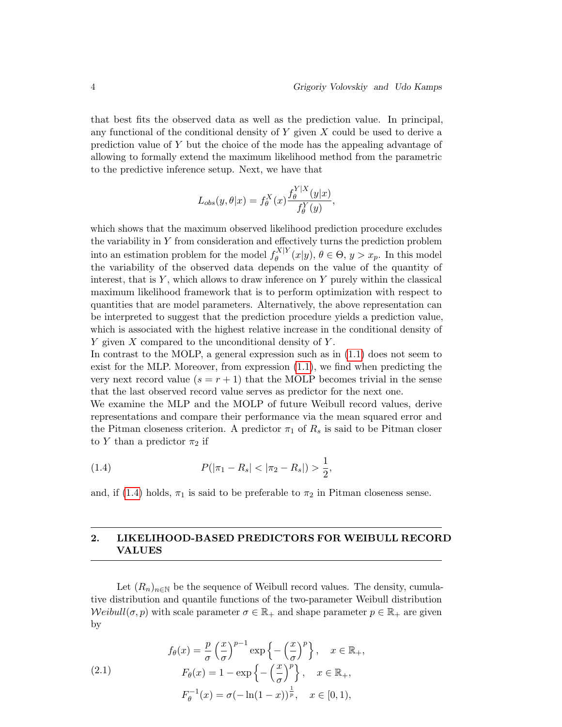that best fits the observed data as well as the prediction value. In principal, any functional of the conditional density of $Y$ given $X$ could be used to derive a prediction value of $Y$ but the choice of the mode has the appealing advantage of allowing to formally extend the maximum likelihood method from the parametric to the predictive inference setup. Next, we have that

$$L_{obs}(y, \theta | x) = f_\theta^X(x) \frac{f_\theta^{Y|X}(y|x)}{f_\theta^Y(y)},$$

which shows that the maximum observed likelihood prediction procedure excludes the variability in $Y$ from consideration and effectively turns the prediction problem into an estimation problem for the model $f_\theta^{X|Y}(x|y)$, $\theta \in \Theta$, $y > x_p$. In this model the variability of the observed data depends on the value of the quantity of interest, that is $Y$, which allows to draw inference on $Y$ purely within the classical maximum likelihood framework that is to perform optimization with respect to quantities that are model parameters. Alternatively, the above representation can be interpreted to suggest that the prediction procedure yields a prediction value, which is associated with the highest relative increase in the conditional density of $Y$ given $X$ compared to the unconditional density of $Y$.

In contrast to the MOLP, a general expression such as in (1.1) does not seem to exist for the MLP. Moreover, from expression (1.1), we find when predicting the very next record value ($s = r+1$) that the MOLP becomes trivial in the sense that the last observed record value serves as predictor for the next one.

We examine the MLP and the MOLP of future Weibull record values, derive representations and compare their performance via the mean squared error and the Pitman closeness criterion. A predictor $\pi_1$ of $R_s$ is said to be Pitman closer to $Y$ than a predictor $\pi_2$ if

$$P(|\pi_1 - R_s| < |\pi_2 - R_s|) > \frac{1}{2}, \tag{1.4}$$

and, if (1.4) holds, $\pi_1$ is said to be preferable to $\pi_2$ in Pitman closeness sense.

## 2. LIKELIHOOD-BASED PREDICTORS FOR WEIBULL RECORD VALUES

Let $(R_n)_{n \in \mathbb{N}}$ be the sequence of Weibull record values. The density, cumulative distribution and quantile functions of the two-parameter Weibull distribution $\mathcal{W}eibull(\sigma, p)$ with scale parameter $\sigma \in \mathbb{R}_+$ and shape parameter $p \in \mathbb{R}_+$ are given by

$$\begin{aligned}
f_\theta(x) &= \frac{p}{\sigma}\left(\frac{x}{\sigma}\right)^{p-1} \exp\left\{-\left(\frac{x}{\sigma}\right)^p\right\}, \quad x \in \mathbb{R}_+, \\
F_\theta(x) &= 1 - \exp\left\{-\left(\frac{x}{\sigma}\right)^p\right\}, \quad x \in \mathbb{R}_+, \\
F_\theta^{-1}(x) &= \sigma(-\ln(1-x))^{\frac{1}{p}}, \quad x \in [0, 1),
\end{aligned} \tag{2.1}$$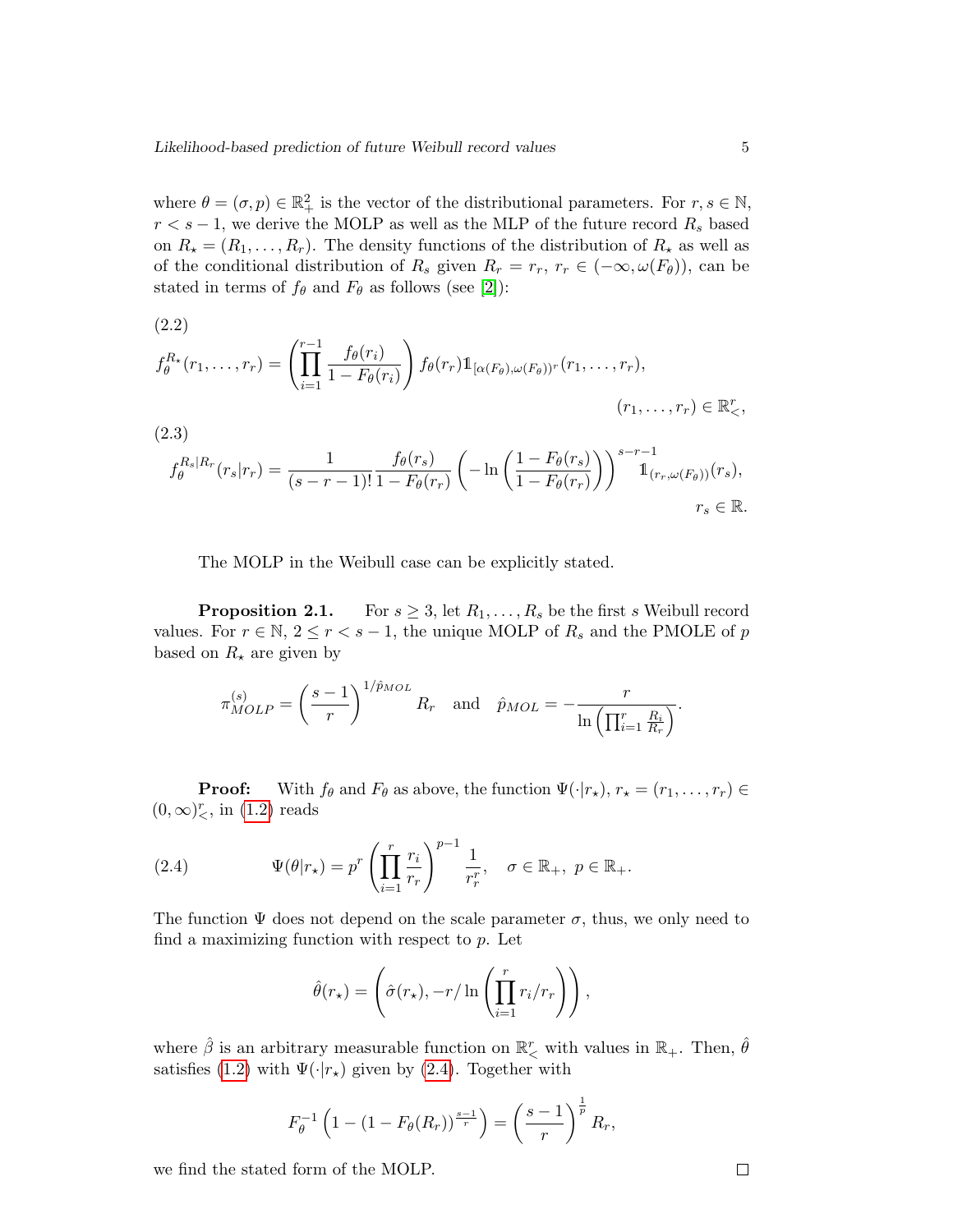where $\theta = (\sigma, p) \in \mathbb{R}_+^2$ is the vector of the distributional parameters. For $r, s \in \mathbb{N}$, $r < s-1$, we derive the MOLP as well as the MLP of the future record $R_s$ based on $R_\star = (R_1, \ldots, R_r)$. The density functions of the distribution of $R_\star$ as well as of the conditional distribution of $R_s$ given $R_r = r_r$, $r_r \in (-\infty, \omega(F_\theta))$, can be stated in terms of $f_\theta$ and $F_\theta$ as follows (see [2]):

(2.2)

$$f_\theta^{R_\star}(r_1, \ldots, r_r) = \left( \prod_{i=1}^{r-1} \frac{f_\theta(r_i)}{1 - F_\theta(r_i)} \right) f_\theta(r_r) \mathbb{1}_{[\alpha(F_\theta), \omega(F_\theta))^r}(r_1, \ldots, r_r), \qquad (r_1, \ldots, r_r) \in \mathbb{R}_<^r,$$

(2.3)

$$f_\theta^{R_s|R_r}(r_s|r_r) = \frac{1}{(s-r-1)!} \frac{f_\theta(r_s)}{1 - F_\theta(r_r)} \left( -\ln\left( \frac{1 - F_\theta(r_s)}{1 - F_\theta(r_r)} \right) \right)^{s-r-1} \mathbb{1}_{(r_r, \omega(F_\theta))}(r_s), \qquad r_s \in \mathbb{R}.$$

The MOLP in the Weibull case can be explicitly stated.

**Proposition 2.1.** For $s \geq 3$, let $R_1, \ldots, R_s$ be the first $s$ Weibull record values. For $r \in \mathbb{N}$, $2 \leq r < s-1$, the unique MOLP of $R_s$ and the PMOLE of $p$ based on $R_\star$ are given by

$$\pi_{MOLP}^{(s)} = \left( \frac{s-1}{r} \right)^{1/\hat{p}_{MOL}} R_r \quad \text{and} \quad \hat{p}_{MOL} = -\frac{r}{\ln\left( \prod_{i=1}^{r} \frac{R_i}{R_r} \right)}.$$

**Proof:** With $f_\theta$ and $F_\theta$ as above, the function $\Psi(\cdot|r_\star)$, $r_\star = (r_1, \ldots, r_r) \in (0, \infty)_<^r$, in (1.2) reads

$$\Psi(\theta|r_\star) = p^r \left( \prod_{i=1}^{r} \frac{r_i}{r_r} \right)^{p-1} \frac{1}{r_r^r}, \quad \sigma \in \mathbb{R}_+, \ p \in \mathbb{R}_+. \tag{2.4}$$

The function $\Psi$ does not depend on the scale parameter $\sigma$, thus, we only need to find a maximizing function with respect to $p$. Let

$$\hat{\theta}(r_\star) = \left( \hat{\sigma}(r_\star), -r / \ln\left( \prod_{i=1}^{r} r_i / r_r \right) \right),$$

where $\hat{\beta}$ is an arbitrary measurable function on $\mathbb{R}_<^r$ with values in $\mathbb{R}_+$. Then, $\hat{\theta}$ satisfies (1.2) with $\Psi(\cdot|r_\star)$ given by (2.4). Together with

$$F_\theta^{-1}\left( 1 - (1 - F_\theta(R_r))^{\frac{s-1}{r}} \right) = \left( \frac{s-1}{r} \right)^{\frac{1}{p}} R_r,$$

we find the stated form of the MOLP. □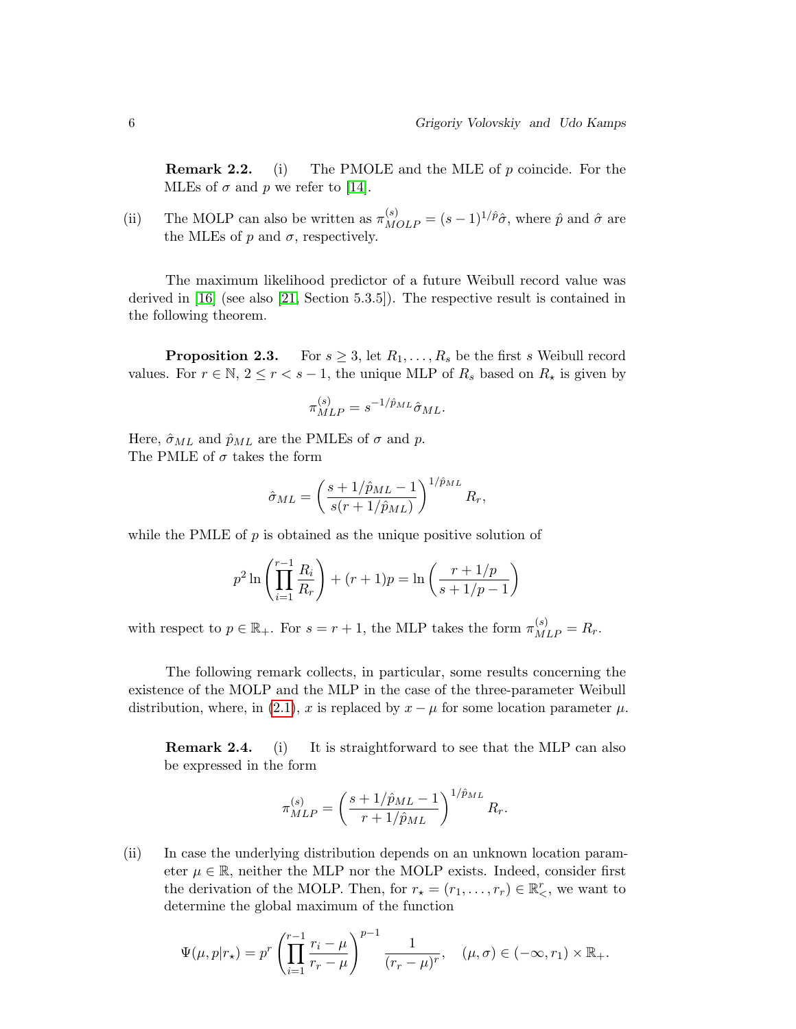**Remark 2.2.** (i) The PMOLE and the MLE of $p$ coincide. For the MLEs of $\sigma$ and $p$ we refer to [14].

(ii) The MOLP can also be written as $\pi_{MOLP}^{(s)} = (s-1)^{1/\hat{p}}\hat{\sigma}$, where $\hat{p}$ and $\hat{\sigma}$ are the MLEs of $p$ and $\sigma$, respectively.

The maximum likelihood predictor of a future Weibull record value was derived in [16] (see also [21, Section 5.3.5]). The respective result is contained in the following theorem.

**Proposition 2.3.** For $s \geq 3$, let $R_1, \ldots, R_s$ be the first $s$ Weibull record values. For $r \in \mathbb{N}$, $2 \leq r < s-1$, the unique MLP of $R_s$ based on $R_\star$ is given by

$$\pi_{MLP}^{(s)} = s^{-1/\hat{p}_{ML}} \hat{\sigma}_{ML}.$$

Here, $\hat{\sigma}_{ML}$ and $\hat{p}_{ML}$ are the PMLEs of $\sigma$ and $p$.
The PMLE of $\sigma$ takes the form

$$\hat{\sigma}_{ML} = \left( \frac{s + 1/\hat{p}_{ML} - 1}{s(r + 1/\hat{p}_{ML})} \right)^{1/\hat{p}_{ML}} R_r,$$

while the PMLE of $p$ is obtained as the unique positive solution of

$$p^2 \ln \left( \prod_{i=1}^{r-1} \frac{R_i}{R_r} \right) + (r+1)p = \ln \left( \frac{r + 1/p}{s + 1/p - 1} \right)$$

with respect to $p \in \mathbb{R}_+$. For $s = r+1$, the MLP takes the form $\pi_{MLP}^{(s)} = R_r$.

The following remark collects, in particular, some results concerning the existence of the MOLP and the MLP in the case of the three-parameter Weibull distribution, where, in (2.1), $x$ is replaced by $x - \mu$ for some location parameter $\mu$.

**Remark 2.4.** (i) It is straightforward to see that the MLP can also be expressed in the form

$$\pi_{MLP}^{(s)} = \left( \frac{s + 1/\hat{p}_{ML} - 1}{r + 1/\hat{p}_{ML}} \right)^{1/\hat{p}_{ML}} R_r.$$

(ii) In case the underlying distribution depends on an unknown location parameter $\mu \in \mathbb{R}$, neither the MLP nor the MOLP exists. Indeed, consider first the derivation of the MOLP. Then, for $r_\star = (r_1, \ldots, r_r) \in \mathbb{R}_<^r$, we want to determine the global maximum of the function

$$\Psi(\mu, p | r_\star) = p^r \left( \prod_{i=1}^{r-1} \frac{r_i - \mu}{r_r - \mu} \right)^{p-1} \frac{1}{(r_r - \mu)^r}, \quad (\mu, \sigma) \in (-\infty, r_1) \times \mathbb{R}_+.$$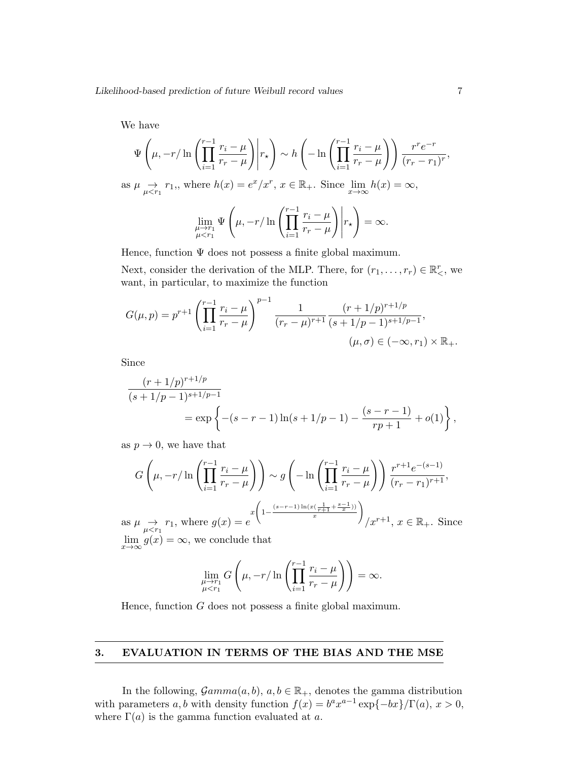We have

$$\Psi\left(\mu, -r/\ln\left(\prod_{i=1}^{r-1}\frac{r_i-\mu}{r_r-\mu}\right)\middle| r_\star\right) \sim h\left(-\ln\left(\prod_{i=1}^{r-1}\frac{r_i-\mu}{r_r-\mu}\right)\right)\frac{r^r e^{-r}}{(r_r-r_1)^r},$$

as $\mu \underset{\mu<r_1}{\to} r_1$,, where $h(x) = e^x/x^r$, $x \in \mathbb{R}_+$. Since $\lim_{x\to\infty} h(x) = \infty$,

$$\lim_{\substack{\mu\to r_1\\ \mu<r_1}} \Psi\left(\mu, -r/\ln\left(\prod_{i=1}^{r-1}\frac{r_i-\mu}{r_r-\mu}\right)\middle| r_\star\right) = \infty.$$

Hence, function $\Psi$ does not possess a finite global maximum.

Next, consider the derivation of the MLP. There, for $(r_1,\ldots,r_r) \in \mathbb{R}^r_<$, we want, in particular, to maximize the function

$$G(\mu,p) = p^{r+1}\left(\prod_{i=1}^{r-1}\frac{r_i-\mu}{r_r-\mu}\right)^{p-1}\frac{1}{(r_r-\mu)^{r+1}}\frac{(r+1/p)^{r+1/p}}{(s+1/p-1)^{s+1/p-1}},$$
$$(\mu,\sigma) \in (-\infty, r_1)\times\mathbb{R}_+.$$

Since

$$\frac{(r+1/p)^{r+1/p}}{(s+1/p-1)^{s+1/p-1}} = \exp\left\{-(s-r-1)\ln(s+1/p-1) - \frac{(s-r-1)}{rp+1} + o(1)\right\},$$

as $p \to 0$, we have that

$$G\left(\mu, -r/\ln\left(\prod_{i=1}^{r-1}\frac{r_i-\mu}{r_r-\mu}\right)\right) \sim g\left(-\ln\left(\prod_{i=1}^{r-1}\frac{r_i-\mu}{r_r-\mu}\right)\right)\frac{r^{r+1}e^{-(s-1)}}{(r_r-r_1)^{r+1}},$$

as $\mu \underset{\mu<r_1}{\to} r_1$, where $g(x) = e^{x\left(1-\frac{(s-r-1)\ln(x(\frac{1}{r+1}+\frac{s-1}{x}))}{x}\right)}/x^{r+1}$, $x \in \mathbb{R}_+$. Since $\lim_{x\to\infty} g(x) = \infty$, we conclude that

$$\lim_{\substack{\mu\to r_1\\ \mu<r_1}} G\left(\mu, -r/\ln\left(\prod_{i=1}^{r-1}\frac{r_i-\mu}{r_r-\mu}\right)\right) = \infty.$$

Hence, function $G$ does not possess a finite global maximum.

## 3. EVALUATION IN TERMS OF THE BIAS AND THE MSE

In the following, $\mathcal{G}amma(a,b)$, $a,b \in \mathbb{R}_+$, denotes the gamma distribution with parameters $a,b$ with density function $f(x) = b^a x^{a-1}\exp\{-bx\}/\Gamma(a)$, $x > 0$, where $\Gamma(a)$ is the gamma function evaluated at $a$.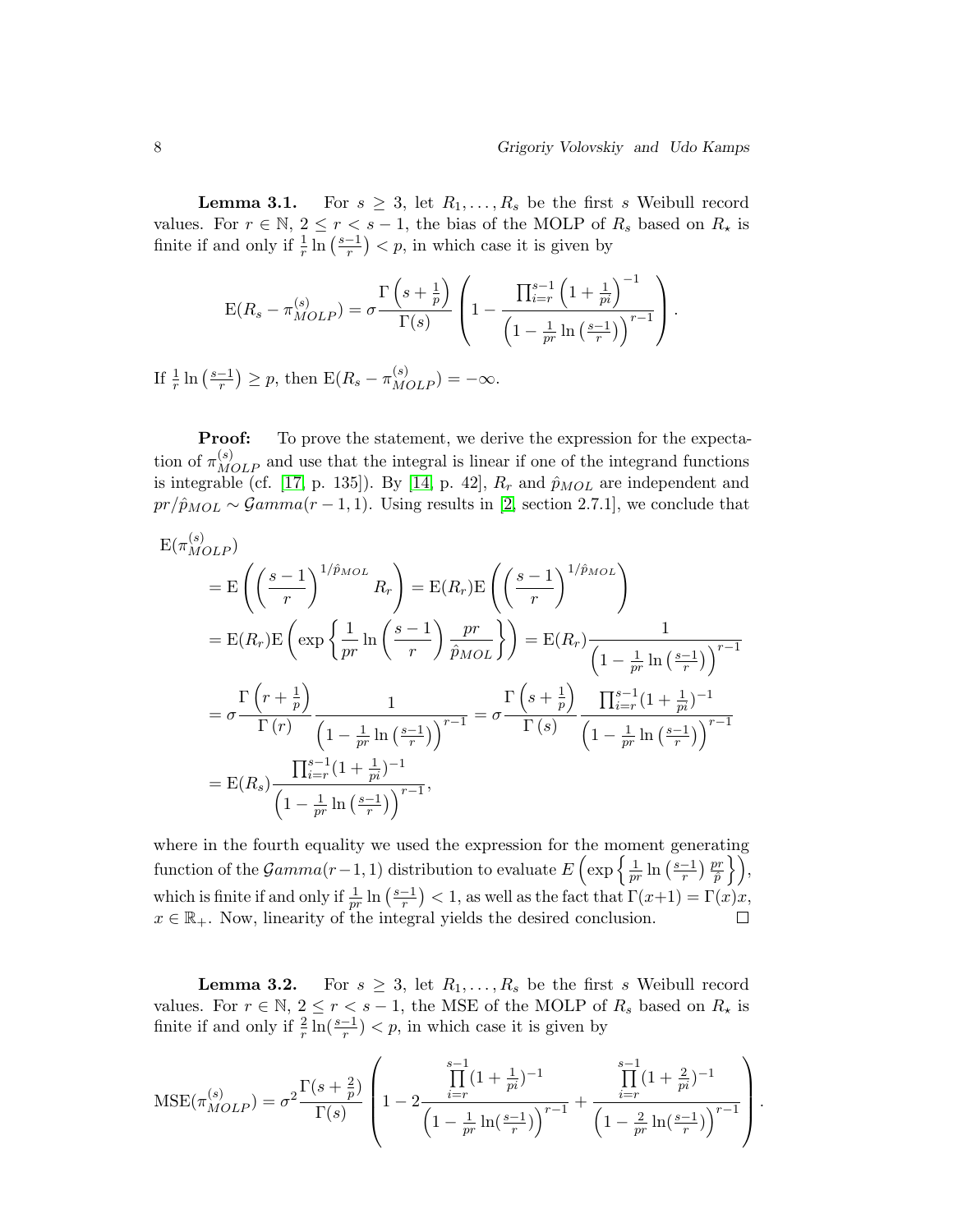**Lemma 3.1.** For $s \geq 3$, let $R_1, \ldots, R_s$ be the first $s$ Weibull record values. For $r \in \mathbb{N}$, $2 \leq r < s-1$, the bias of the MOLP of $R_s$ based on $R_\star$ is finite if and only if $\frac{1}{r}\ln\left(\frac{s-1}{r}\right) < p$, in which case it is given by

$$\mathrm{E}(R_s - \pi^{(s)}_{MOLP}) = \sigma \frac{\Gamma\left(s+\frac{1}{p}\right)}{\Gamma(s)} \left(1 - \frac{\prod_{i=r}^{s-1}\left(1+\frac{1}{pi}\right)^{-1}}{\left(1-\frac{1}{pr}\ln\left(\frac{s-1}{r}\right)\right)^{r-1}}\right).$$

If $\frac{1}{r}\ln\left(\frac{s-1}{r}\right) \geq p$, then $\mathrm{E}(R_s - \pi^{(s)}_{MOLP}) = -\infty$.

**Proof:** To prove the statement, we derive the expression for the expectation of $\pi^{(s)}_{MOLP}$ and use that the integral is linear if one of the integrand functions is integrable (cf. [17, p. 135]). By [14, p. 42], $R_r$ and $\hat{p}_{MOL}$ are independent and $pr/\hat{p}_{MOL} \sim \mathcal{G}amma(r-1,1)$. Using results in [2, section 2.7.1], we conclude that

$$\begin{aligned}
&\mathrm{E}(\pi^{(s)}_{MOLP}) \\
&= \mathrm{E}\left(\left(\frac{s-1}{r}\right)^{1/\hat{p}_{MOL}} R_r\right) = \mathrm{E}(R_r)\mathrm{E}\left(\left(\frac{s-1}{r}\right)^{1/\hat{p}_{MOL}}\right) \\
&= \mathrm{E}(R_r)\mathrm{E}\left(\exp\left\{\frac{1}{pr}\ln\left(\frac{s-1}{r}\right)\frac{pr}{\hat{p}_{MOL}}\right\}\right) = \mathrm{E}(R_r)\frac{1}{\left(1-\frac{1}{pr}\ln\left(\frac{s-1}{r}\right)\right)^{r-1}} \\
&= \sigma\frac{\Gamma\left(r+\frac{1}{p}\right)}{\Gamma(r)} \frac{1}{\left(1-\frac{1}{pr}\ln\left(\frac{s-1}{r}\right)\right)^{r-1}} = \sigma\frac{\Gamma\left(s+\frac{1}{p}\right)}{\Gamma(s)} \frac{\prod_{i=r}^{s-1}(1+\frac{1}{pi})^{-1}}{\left(1-\frac{1}{pr}\ln\left(\frac{s-1}{r}\right)\right)^{r-1}} \\
&= \mathrm{E}(R_s)\frac{\prod_{i=r}^{s-1}(1+\frac{1}{pi})^{-1}}{\left(1-\frac{1}{pr}\ln\left(\frac{s-1}{r}\right)\right)^{r-1}},
\end{aligned}$$

where in the fourth equality we used the expression for the moment generating function of the $\mathcal{G}amma(r-1,1)$ distribution to evaluate $E\left(\exp\left\{\frac{1}{pr}\ln\left(\frac{s-1}{r}\right)\frac{pr}{\hat{p}}\right\}\right)$, which is finite if and only if $\frac{1}{pr}\ln\left(\frac{s-1}{r}\right) < 1$, as well as the fact that $\Gamma(x+1) = \Gamma(x)x$, $x \in \mathbb{R}_+$. Now, linearity of the integral yields the desired conclusion. □

**Lemma 3.2.** For $s \geq 3$, let $R_1, \ldots, R_s$ be the first $s$ Weibull record values. For $r \in \mathbb{N}$, $2 \leq r < s-1$, the MSE of the MOLP of $R_s$ based on $R_\star$ is finite if and only if $\frac{2}{r}\ln(\frac{s-1}{r}) < p$, in which case it is given by

$$\mathrm{MSE}(\pi^{(s)}_{MOLP}) = \sigma^2\frac{\Gamma(s+\frac{2}{p})}{\Gamma(s)}\left(1 - 2\frac{\prod\limits_{i=r}^{s-1}(1+\frac{1}{pi})^{-1}}{\left(1-\frac{1}{pr}\ln(\frac{s-1}{r})\right)^{r-1}} + \frac{\prod\limits_{i=r}^{s-1}(1+\frac{2}{pi})^{-1}}{\left(1-\frac{2}{pr}\ln(\frac{s-1}{r})\right)^{r-1}}\right).$$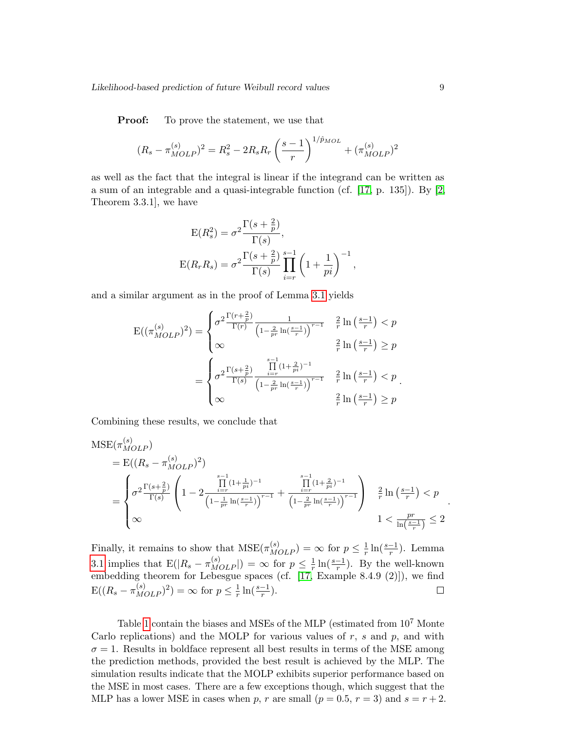**Proof:** To prove the statement, we use that

$$(R_s - \pi_{MOLP}^{(s)})^2 = R_s^2 - 2R_sR_r\left(\frac{s-1}{r}\right)^{1/\hat{p}_{MOL}} + (\pi_{MOLP}^{(s)})^2$$

as well as the fact that the integral is linear if the integrand can be written as a sum of an integrable and a quasi-integrable function (cf. [17, p. 135]). By [2, Theorem 3.3.1], we have

$$\begin{aligned}
\mathrm{E}(R_s^2) &= \sigma^2\frac{\Gamma(s+\frac{2}{p})}{\Gamma(s)},\\
\mathrm{E}(R_rR_s) &= \sigma^2\frac{\Gamma(s+\frac{2}{p})}{\Gamma(s)}\prod_{i=r}^{s-1}\left(1+\frac{1}{pi}\right)^{-1},
\end{aligned}$$

and a similar argument as in the proof of Lemma 3.1 yields

$$\begin{aligned}
\mathrm{E}((\pi_{MOLP}^{(s)})^2) &= \begin{cases}\sigma^2\frac{\Gamma(r+\frac{2}{p})}{\Gamma(r)}\frac{1}{\left(1-\frac{2}{pr}\ln\left(\frac{s-1}{r}\right)\right)^{r-1}} & \frac{2}{r}\ln\left(\frac{s-1}{r}\right) < p\\ \infty & \frac{2}{r}\ln\left(\frac{s-1}{r}\right) \geq p\end{cases}\\
&= \begin{cases}\sigma^2\frac{\Gamma(s+\frac{2}{p})}{\Gamma(s)}\frac{\prod_{i=r}^{s-1}(1+\frac{2}{pi})^{-1}}{\left(1-\frac{2}{pr}\ln\left(\frac{s-1}{r}\right)\right)^{r-1}} & \frac{2}{r}\ln\left(\frac{s-1}{r}\right) < p\\ \infty & \frac{2}{r}\ln\left(\frac{s-1}{r}\right) \geq p\end{cases}.
\end{aligned}$$

Combining these results, we conclude that

$$\begin{aligned}
&\mathrm{MSE}(\pi_{MOLP}^{(s)})\\
&= \mathrm{E}((R_s - \pi_{MOLP}^{(s)})^2)\\
&= \begin{cases}\sigma^2\frac{\Gamma(s+\frac{2}{p})}{\Gamma(s)}\left(1-2\frac{\prod_{i=r}^{s-1}(1+\frac{1}{pi})^{-1}}{\left(1-\frac{1}{pr}\ln\left(\frac{s-1}{r}\right)\right)^{r-1}}+\frac{\prod_{i=r}^{s-1}(1+\frac{2}{pi})^{-1}}{\left(1-\frac{2}{pr}\ln\left(\frac{s-1}{r}\right)\right)^{r-1}}\right) & \frac{2}{r}\ln\left(\frac{s-1}{r}\right) < p\\ \infty & 1 < \frac{pr}{\ln\left(\frac{s-1}{r}\right)} \leq 2\end{cases}.
\end{aligned}$$

Finally, it remains to show that $\mathrm{MSE}(\pi_{MOLP}^{(s)}) = \infty$ for $p \leq \frac{1}{r}\ln(\frac{s-1}{r})$. Lemma 3.1 implies that $\mathrm{E}(|R_s - \pi_{MOLP}^{(s)}|) = \infty$ for $p \leq \frac{1}{r}\ln(\frac{s-1}{r})$. By the well-known embedding theorem for Lebesgue spaces (cf. [17, Example 8.4.9 (2)]), we find $\mathrm{E}((R_s - \pi_{MOLP}^{(s)})^2) = \infty$ for $p \leq \frac{1}{r}\ln(\frac{s-1}{r})$. □

Table 1 contain the biases and MSEs of the MLP (estimated from $10^7$ Monte Carlo replications) and the MOLP for various values of $r$, $s$ and $p$, and with $\sigma = 1$. Results in boldface represent all best results in terms of the MSE among the prediction methods, provided the best result is achieved by the MLP. The simulation results indicate that the MOLP exhibits superior performance based on the MSE in most cases. There are a few exceptions though, which suggest that the MLP has a lower MSE in cases when $p$, $r$ are small ($p = 0.5$, $r = 3$) and $s = r + 2$.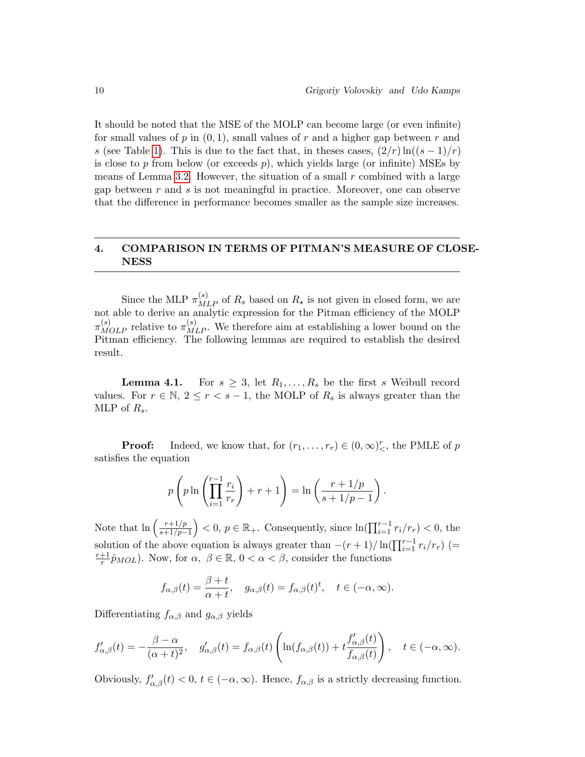It should be noted that the MSE of the MOLP can become large (or even infinite) for small values of $p$ in $(0, 1)$, small values of $r$ and a higher gap between $r$ and $s$ (see Table 1). This is due to the fact that, in theses cases, $(2/r)\ln((s-1)/r)$ is close to $p$ from below (or exceeds $p$), which yields large (or infinite) MSEs by means of Lemma 3.2. However, the situation of a small $r$ combined with a large gap between $r$ and $s$ is not meaningful in practice. Moreover, one can observe that the difference in performance becomes smaller as the sample size increases.

## 4. COMPARISON IN TERMS OF PITMAN'S MEASURE OF CLOSENESS

Since the MLP $\pi_{MLP}^{(s)}$ of $R_s$ based on $R_\star$ is not given in closed form, we are not able to derive an analytic expression for the Pitman efficiency of the MOLP $\pi_{MOLP}^{(s)}$ relative to $\pi_{MLP}^{(s)}$. We therefore aim at establishing a lower bound on the Pitman efficiency. The following lemmas are required to establish the desired result.

**Lemma 4.1.** For $s \geq 3$, let $R_1, \ldots, R_s$ be the first $s$ Weibull record values. For $r \in \mathbb{N}$, $2 \leq r < s-1$, the MOLP of $R_s$ is always greater than the MLP of $R_s$.

**Proof:** Indeed, we know that, for $(r_1, \ldots, r_r) \in (0,\infty)^r_<$, the PMLE of $p$ satisfies the equation

$$p\left(p\ln\left(\prod_{i=1}^{r-1}\frac{r_i}{r_r}\right)+r+1\right)=\ln\left(\frac{r+1/p}{s+1/p-1}\right).$$

Note that $\ln\left(\frac{r+1/p}{s+1/p-1}\right) < 0$, $p \in \mathbb{R}_+$. Consequently, since $\ln(\prod_{i=1}^{r-1} r_i/r_r) < 0$, the solution of the above equation is always greater than $-(r+1)/\ln(\prod_{i=1}^{r-1} r_i/r_r)$ $(= \frac{r+1}{r}\hat{p}_{MOL})$. Now, for $\alpha,\ \beta \in \mathbb{R}$, $0 < \alpha < \beta$, consider the functions

$$f_{\alpha,\beta}(t)=\frac{\beta+t}{\alpha+t},\quad g_{\alpha,\beta}(t)=f_{\alpha,\beta}(t)^t,\quad t\in(-\alpha,\infty).$$

Differentiating $f_{\alpha,\beta}$ and $g_{\alpha,\beta}$ yields

$$f'_{\alpha,\beta}(t)=-\frac{\beta-\alpha}{(\alpha+t)^2},\quad g'_{\alpha,\beta}(t)=f_{\alpha,\beta}(t)\left(\ln(f_{\alpha,\beta}(t))+t\frac{f'_{\alpha,\beta}(t)}{f_{\alpha,\beta}(t)}\right),\quad t\in(-\alpha,\infty).$$

Obviously, $f'_{\alpha,\beta}(t) < 0$, $t \in (-\alpha, \infty)$. Hence, $f_{\alpha,\beta}$ is a strictly decreasing function.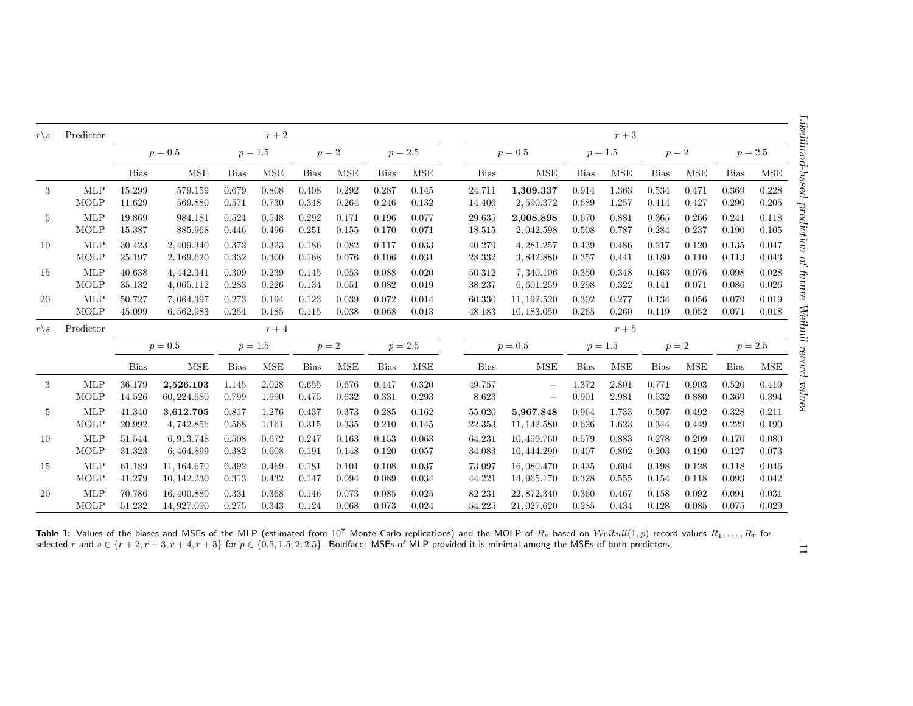| $r\backslash s$ | Predictor | $r+2$ | | | | | | | | $r+3$ | | | | | | | |
|---|---|---|---|---|---|---|---|---|---|---|---|---|---|---|---|---|---|
| | | $p=0.5$ | | $p=1.5$ | | $p=2$ | | $p=2.5$ | | $p=0.5$ | | $p=1.5$ | | $p=2$ | | $p=2.5$ | |
| | | Bias | MSE | Bias | MSE | Bias | MSE | Bias | MSE | Bias | MSE | Bias | MSE | Bias | MSE | Bias | MSE |
| 3 | MLP | 15.299 | 579.159 | 0.679 | 0.808 | 0.408 | 0.292 | 0.287 | 0.145 | 24.711 | **1,309.337** | 0.914 | 1.363 | 0.534 | 0.471 | 0.369 | 0.228 |
| | MOLP | 11.629 | 569.880 | 0.571 | 0.730 | 0.348 | 0.264 | 0.246 | 0.132 | 14.406 | 2,590.372 | 0.689 | 1.257 | 0.414 | 0.427 | 0.290 | 0.205 |
| 5 | MLP | 19.869 | 984.181 | 0.524 | 0.548 | 0.292 | 0.171 | 0.196 | 0.077 | 29.635 | **2,008.898** | 0.670 | 0.881 | 0.365 | 0.266 | 0.241 | 0.118 |
| | MOLP | 15.387 | 885.968 | 0.446 | 0.496 | 0.251 | 0.155 | 0.170 | 0.071 | 18.515 | 2,042.598 | 0.508 | 0.787 | 0.284 | 0.237 | 0.190 | 0.105 |
| 10 | MLP | 30.423 | 2,409.340 | 0.372 | 0.323 | 0.186 | 0.082 | 0.117 | 0.033 | 40.279 | 4,281.257 | 0.439 | 0.486 | 0.217 | 0.120 | 0.135 | 0.047 |
| | MOLP | 25.197 | 2,169.620 | 0.332 | 0.300 | 0.168 | 0.076 | 0.106 | 0.031 | 28.332 | 3,842.880 | 0.357 | 0.441 | 0.180 | 0.110 | 0.113 | 0.043 |
| 15 | MLP | 40.638 | 4,442.341 | 0.309 | 0.239 | 0.145 | 0.053 | 0.088 | 0.020 | 50.312 | 7,340.106 | 0.350 | 0.348 | 0.163 | 0.076 | 0.098 | 0.028 |
| | MOLP | 35.132 | 4,065.112 | 0.283 | 0.226 | 0.134 | 0.051 | 0.082 | 0.019 | 38.237 | 6,601.259 | 0.298 | 0.322 | 0.141 | 0.071 | 0.086 | 0.026 |
| 20 | MLP | 50.727 | 7,064.397 | 0.273 | 0.194 | 0.123 | 0.039 | 0.072 | 0.014 | 60.330 | 11,192.520 | 0.302 | 0.277 | 0.134 | 0.056 | 0.079 | 0.019 |
| | MOLP | 45.099 | 6,562.983 | 0.254 | 0.185 | 0.115 | 0.038 | 0.068 | 0.013 | 48.183 | 10,183.050 | 0.265 | 0.260 | 0.119 | 0.052 | 0.071 | 0.018 |
| $r\backslash s$ | Predictor | $r+4$ | | | | | | | | $r+5$ | | | | | | | |
| | | $p=0.5$ | | $p=1.5$ | | $p=2$ | | $p=2.5$ | | $p=0.5$ | | $p=1.5$ | | $p=2$ | | $p=2.5$ | |
| | | Bias | MSE | Bias | MSE | Bias | MSE | Bias | MSE | Bias | MSE | Bias | MSE | Bias | MSE | Bias | MSE |
| 3 | MLP | 36.179 | **2,526.103** | 1.145 | 2.028 | 0.655 | 0.676 | 0.447 | 0.320 | 49.757 | – | 1.372 | 2.801 | 0.771 | 0.903 | 0.520 | 0.419 |
| | MOLP | 14.526 | 60,224.680 | 0.799 | 1.990 | 0.475 | 0.632 | 0.331 | 0.293 | 8.623 | – | 0.901 | 2.981 | 0.532 | 0.880 | 0.369 | 0.394 |
| 5 | MLP | 41.340 | **3,612.705** | 0.817 | 1.276 | 0.437 | 0.373 | 0.285 | 0.162 | 55.020 | **5,967.848** | 0.964 | 1.733 | 0.507 | 0.492 | 0.328 | 0.211 |
| | MOLP | 20.992 | 4,742.856 | 0.568 | 1.161 | 0.315 | 0.335 | 0.210 | 0.145 | 22.353 | 11,142.580 | 0.626 | 1.623 | 0.344 | 0.449 | 0.229 | 0.190 |
| 10 | MLP | 51.544 | 6,913.748 | 0.508 | 0.672 | 0.247 | 0.163 | 0.153 | 0.063 | 64.231 | 10,459.760 | 0.579 | 0.883 | 0.278 | 0.209 | 0.170 | 0.080 |
| | MOLP | 31.323 | 6,464.899 | 0.382 | 0.608 | 0.191 | 0.148 | 0.120 | 0.057 | 34.083 | 10,444.290 | 0.407 | 0.802 | 0.203 | 0.190 | 0.127 | 0.073 |
| 15 | MLP | 61.189 | 11,164.670 | 0.392 | 0.469 | 0.181 | 0.101 | 0.108 | 0.037 | 73.097 | 16,080.470 | 0.435 | 0.604 | 0.198 | 0.128 | 0.118 | 0.046 |
| | MOLP | 41.279 | 10,142.230 | 0.313 | 0.432 | 0.147 | 0.094 | 0.089 | 0.034 | 44.221 | 14,965.170 | 0.328 | 0.555 | 0.154 | 0.118 | 0.093 | 0.042 |
| 20 | MLP | 70.786 | 16,400.880 | 0.331 | 0.368 | 0.146 | 0.073 | 0.085 | 0.025 | 82.231 | 22,872.340 | 0.360 | 0.467 | 0.158 | 0.092 | 0.091 | 0.031 |
| | MOLP | 51.232 | 14,927.090 | 0.275 | 0.343 | 0.124 | 0.068 | 0.073 | 0.024 | 54.225 | 21,027.620 | 0.285 | 0.434 | 0.128 | 0.085 | 0.075 | 0.029 |

**Table 1:** Values of the biases and MSEs of the MLP (estimated from $10^7$ Monte Carlo replications) and the MOLP of $R_s$ based on $\mathcal{W}eibull(1,p)$ record values $R_1,\ldots,R_r$ for selected $r$ and $s \in \{r+2, r+3, r+4, r+5\}$ for $p \in \{0.5, 1.5, 2, 2.5\}$. Boldface: MSEs of MLP provided it is minimal among the MSEs of both predictors.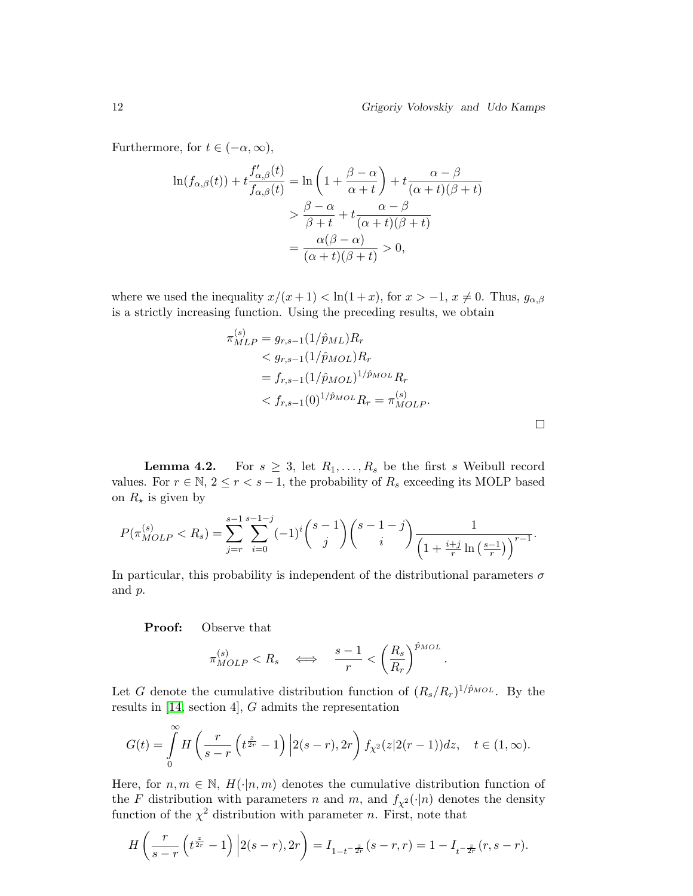Furthermore, for $t \in (-\alpha, \infty)$,

$$
\begin{aligned}
\ln(f_{\alpha,\beta}(t)) + t\frac{f'_{\alpha,\beta}(t)}{f_{\alpha,\beta}(t)} &= \ln\left(1 + \frac{\beta - \alpha}{\alpha + t}\right) + t\frac{\alpha - \beta}{(\alpha + t)(\beta + t)} \\
&> \frac{\beta - \alpha}{\beta + t} + t\frac{\alpha - \beta}{(\alpha + t)(\beta + t)} \\
&= \frac{\alpha(\beta - \alpha)}{(\alpha + t)(\beta + t)} > 0,
\end{aligned}
$$

where we used the inequality $x/(x+1) < \ln(1+x)$, for $x > -1$, $x \neq 0$. Thus, $g_{\alpha,\beta}$ is a strictly increasing function. Using the preceding results, we obtain

$$
\begin{aligned}
\pi^{(s)}_{MLP} &= g_{r,s-1}(1/\hat{p}_{ML})R_r \\
&< g_{r,s-1}(1/\hat{p}_{MOL})R_r \\
&= f_{r,s-1}(1/\hat{p}_{MOL})^{1/\hat{p}_{MOL}}R_r \\
&< f_{r,s-1}(0)^{1/\hat{p}_{MOL}}R_r = \pi^{(s)}_{MOLP}.
\end{aligned}
$$

□

**Lemma 4.2.** For $s \geq 3$, let $R_1, \ldots, R_s$ be the first $s$ Weibull record values. For $r \in \mathbb{N}$, $2 \leq r < s-1$, the probability of $R_s$ exceeding its MOLP based on $R_\star$ is given by

$$
P(\pi^{(s)}_{MOLP} < R_s) = \sum_{j=r}^{s-1} \sum_{i=0}^{s-1-j} (-1)^i \binom{s-1}{j} \binom{s-1-j}{i} \frac{1}{\left(1 + \frac{i+j}{r}\ln\left(\frac{s-1}{r}\right)\right)^{r-1}}.
$$

In particular, this probability is independent of the distributional parameters $\sigma$ and $p$.

**Proof:** Observe that

$$
\pi^{(s)}_{MOLP} < R_s \iff \frac{s-1}{r} < \left(\frac{R_s}{R_r}\right)^{\hat{p}_{MOL}}.
$$

Let $G$ denote the cumulative distribution function of $(R_s/R_r)^{1/\hat{p}_{MOL}}$. By the results in [14, section 4], $G$ admits the representation

$$
G(t) = \int_0^\infty H\left(\frac{r}{s-r}\left(t^{\frac{z}{2r}} - 1\right) \Big| 2(s-r), 2r\right) f_{\chi^2}(z|2(r-1))dz, \quad t \in (1, \infty).
$$

Here, for $n, m \in \mathbb{N}$, $H(\cdot|n,m)$ denotes the cumulative distribution function of the $F$ distribution with parameters $n$ and $m$, and $f_{\chi^2}(\cdot|n)$ denotes the density function of the $\chi^2$ distribution with parameter $n$. First, note that

$$
H\left(\frac{r}{s-r}\left(t^{\frac{z}{2r}} - 1\right) \Big| 2(s-r), 2r\right) = I_{1-t^{-\frac{z}{2r}}}(s-r, r) = 1 - I_{t^{-\frac{z}{2r}}}(r, s-r).
$$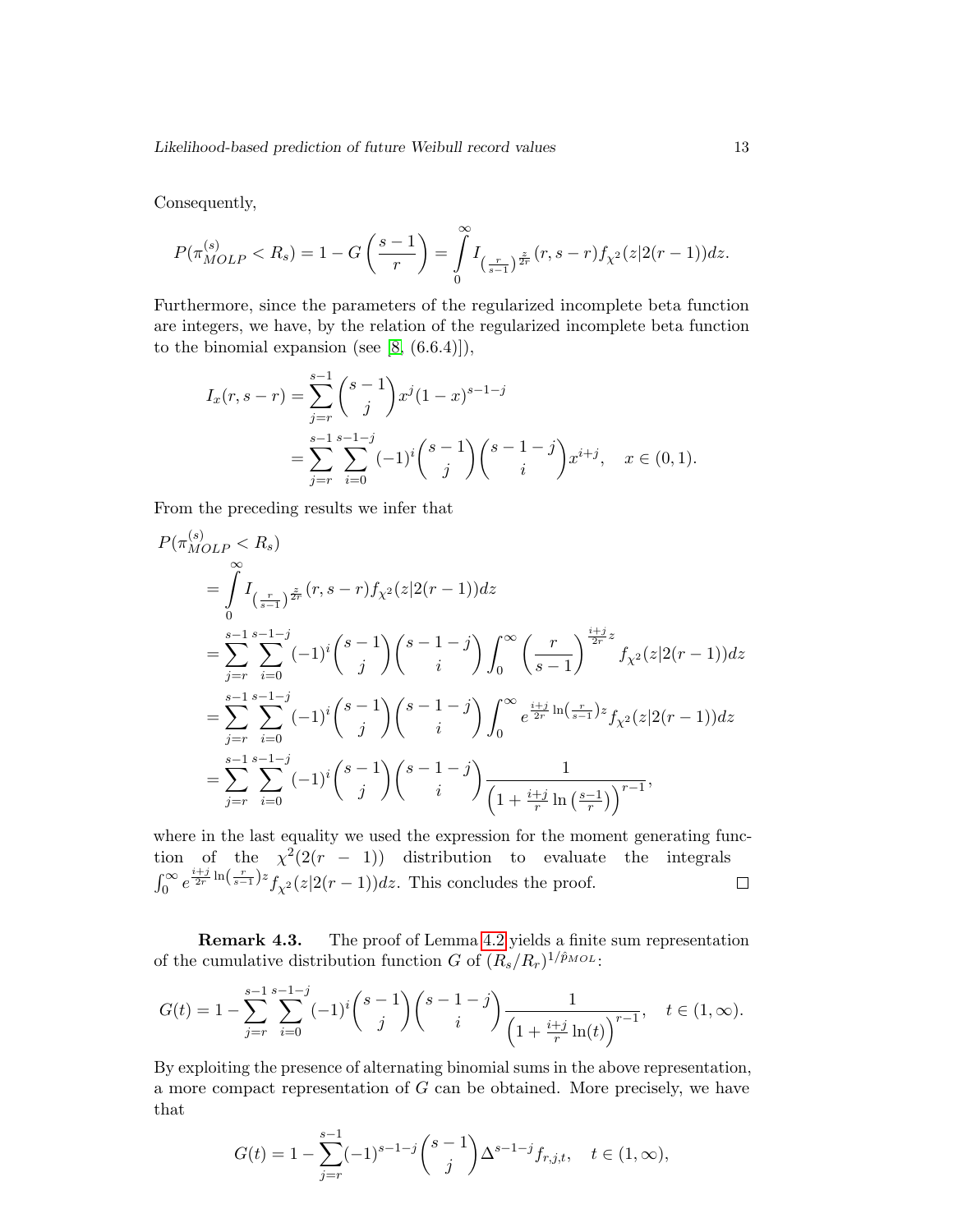Consequently,

$$P(\pi_{MOLP}^{(s)} < R_s) = 1 - G\left(\frac{s-1}{r}\right) = \int_0^\infty I_{\left(\frac{r}{s-1}\right)^{\frac{z}{2r}}}(r, s-r) f_{\chi^2}(z|2(r-1))dz.$$

Furthermore, since the parameters of the regularized incomplete beta function are integers, we have, by the relation of the regularized incomplete beta function to the binomial expansion (see [8, (6.6.4)]),

$$\begin{aligned}
I_x(r, s-r) &= \sum_{j=r}^{s-1} \binom{s-1}{j} x^j (1-x)^{s-1-j} \\
&= \sum_{j=r}^{s-1} \sum_{i=0}^{s-1-j} (-1)^i \binom{s-1}{j} \binom{s-1-j}{i} x^{i+j}, \quad x \in (0,1).
\end{aligned}$$

From the preceding results we infer that

$$\begin{aligned}
&P(\pi_{MOLP}^{(s)} < R_s) \\
&\quad = \int_0^\infty I_{\left(\frac{r}{s-1}\right)^{\frac{z}{2r}}}(r, s-r) f_{\chi^2}(z|2(r-1))dz \\
&\quad = \sum_{j=r}^{s-1} \sum_{i=0}^{s-1-j} (-1)^i \binom{s-1}{j} \binom{s-1-j}{i} \int_0^\infty \left(\frac{r}{s-1}\right)^{\frac{i+j}{2r} z} f_{\chi^2}(z|2(r-1))dz \\
&\quad = \sum_{j=r}^{s-1} \sum_{i=0}^{s-1-j} (-1)^i \binom{s-1}{j} \binom{s-1-j}{i} \int_0^\infty e^{\frac{i+j}{2r} \ln\left(\frac{r}{s-1}\right) z} f_{\chi^2}(z|2(r-1))dz \\
&\quad = \sum_{j=r}^{s-1} \sum_{i=0}^{s-1-j} (-1)^i \binom{s-1}{j} \binom{s-1-j}{i} \frac{1}{\left(1 + \frac{i+j}{r} \ln\left(\frac{s-1}{r}\right)\right)^{r-1}},
\end{aligned}$$

where in the last equality we used the expression for the moment generating function of the $\chi^2(2(r-1))$ distribution to evaluate the integrals $\int_0^\infty e^{\frac{i+j}{2r} \ln\left(\frac{r}{s-1}\right) z} f_{\chi^2}(z|2(r-1))dz$. This concludes the proof. □

**Remark 4.3.** The proof of Lemma 4.2 yields a finite sum representation of the cumulative distribution function $G$ of $(R_s/R_r)^{1/\hat{p}_{MOL}}$:

$$G(t) = 1 - \sum_{j=r}^{s-1} \sum_{i=0}^{s-1-j} (-1)^i \binom{s-1}{j} \binom{s-1-j}{i} \frac{1}{\left(1 + \frac{i+j}{r} \ln(t)\right)^{r-1}}, \quad t \in (1, \infty).$$

By exploiting the presence of alternating binomial sums in the above representation, a more compact representation of $G$ can be obtained. More precisely, we have that

$$G(t) = 1 - \sum_{j=r}^{s-1} (-1)^{s-1-j} \binom{s-1}{j} \Delta^{s-1-j} f_{r,j,t}, \quad t \in (1, \infty),$$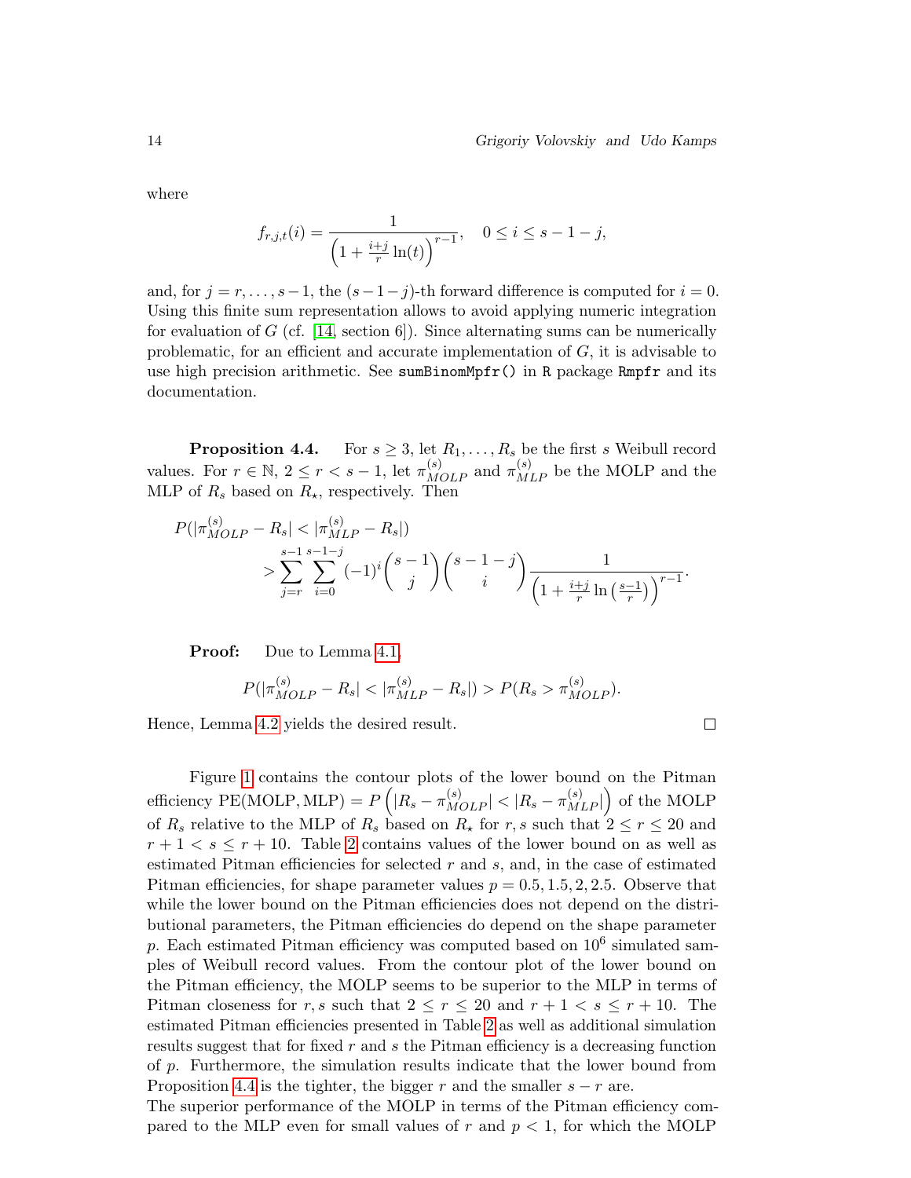where

$$f_{r,j,t}(i) = \frac{1}{\left(1 + \frac{i+j}{r}\ln(t)\right)^{r-1}}, \quad 0 \le i \le s-1-j,$$

and, for $j = r, \ldots, s-1$, the $(s-1-j)$-th forward difference is computed for $i = 0$. Using this finite sum representation allows to avoid applying numeric integration for evaluation of $G$ (cf. [14, section 6]). Since alternating sums can be numerically problematic, for an efficient and accurate implementation of $G$, it is advisable to use high precision arithmetic. See `sumBinomMpfr()` in `R` package `Rmpfr` and its documentation.

**Proposition 4.4.** For $s \ge 3$, let $R_1, \ldots, R_s$ be the first $s$ Weibull record values. For $r \in \mathbb{N}$, $2 \le r < s-1$, let $\pi^{(s)}_{MOLP}$ and $\pi^{(s)}_{MLP}$ be the MOLP and the MLP of $R_s$ based on $R_\star$, respectively. Then

$$P(|\pi^{(s)}_{MOLP} - R_s| < |\pi^{(s)}_{MLP} - R_s|) > \sum_{j=r}^{s-1}\sum_{i=0}^{s-1-j}(-1)^i\binom{s-1}{j}\binom{s-1-j}{i}\frac{1}{\left(1 + \frac{i+j}{r}\ln\left(\frac{s-1}{r}\right)\right)^{r-1}}.$$

**Proof:** Due to Lemma 4.1,

$$P(|\pi^{(s)}_{MOLP} - R_s| < |\pi^{(s)}_{MLP} - R_s|) > P(R_s > \pi^{(s)}_{MOLP}).$$

Hence, Lemma 4.2 yields the desired result. □

Figure 1 contains the contour plots of the lower bound on the Pitman efficiency $\text{PE}(\text{MOLP}, \text{MLP}) = P\left(|R_s - \pi^{(s)}_{MOLP}| < |R_s - \pi^{(s)}_{MLP}|\right)$ of the MOLP of $R_s$ relative to the MLP of $R_s$ based on $R_\star$ for $r, s$ such that $2 \le r \le 20$ and $r+1 < s \le r+10$. Table 2 contains values of the lower bound on as well as estimated Pitman efficiencies for selected $r$ and $s$, and, in the case of estimated Pitman efficiencies, for shape parameter values $p = 0.5, 1.5, 2, 2.5$. Observe that while the lower bound on the Pitman efficiencies does not depend on the distributional parameters, the Pitman efficiencies do depend on the shape parameter $p$. Each estimated Pitman efficiency was computed based on $10^6$ simulated samples of Weibull record values. From the contour plot of the lower bound on the Pitman efficiency, the MOLP seems to be superior to the MLP in terms of Pitman closeness for $r, s$ such that $2 \le r \le 20$ and $r+1 < s \le r+10$. The estimated Pitman efficiencies presented in Table 2 as well as additional simulation results suggest that for fixed $r$ and $s$ the Pitman efficiency is a decreasing function of $p$. Furthermore, the simulation results indicate that the lower bound from Proposition 4.4 is the tighter, the bigger $r$ and the smaller $s-r$ are.
The superior performance of the MOLP in terms of the Pitman efficiency compared to the MLP even for small values of $r$ and $p < 1$, for which the MOLP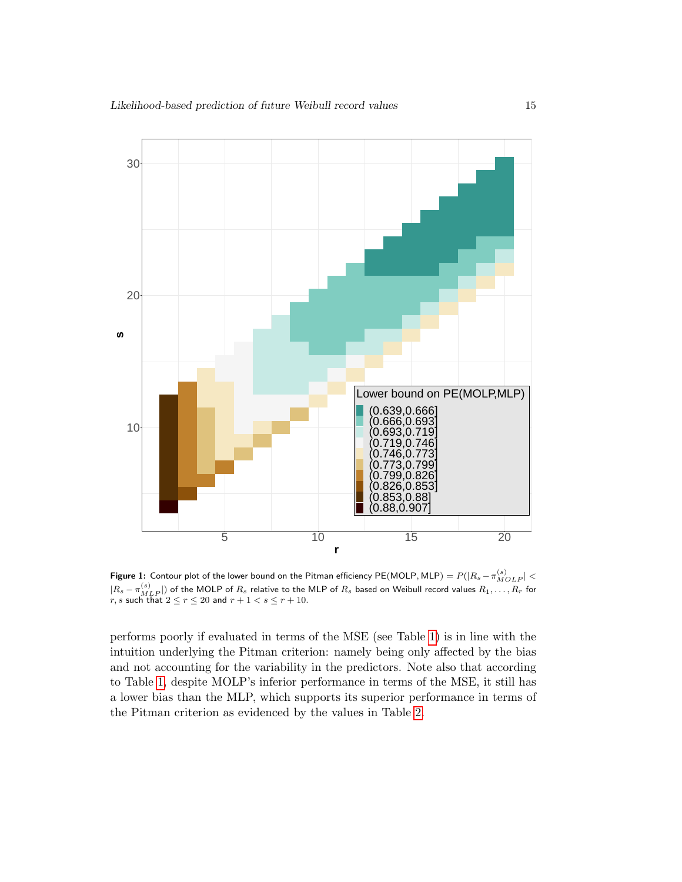**Figure 1:** Contour plot of the lower bound on the Pitman efficiency $\text{PE(MOLP, MLP)} = P(|R_s - \pi_{MOLP}^{(s)}| < |R_s - \pi_{MLP}^{(s)}|)$ of the MOLP of $R_s$ relative to the MLP of $R_s$ based on Weibull record values $R_1, \ldots, R_r$ for $r, s$ such that $2 \leq r \leq 20$ and $r + 1 < s \leq r + 10$.

performs poorly if evaluated in terms of the MSE (see Table 1) is in line with the intuition underlying the Pitman criterion: namely being only affected by the bias and not accounting for the variability in the predictors. Note also that according to Table 1, despite MOLP's inferior performance in terms of the MSE, it still has a lower bias than the MLP, which supports its superior performance in terms of the Pitman criterion as evidenced by the values in Table 2.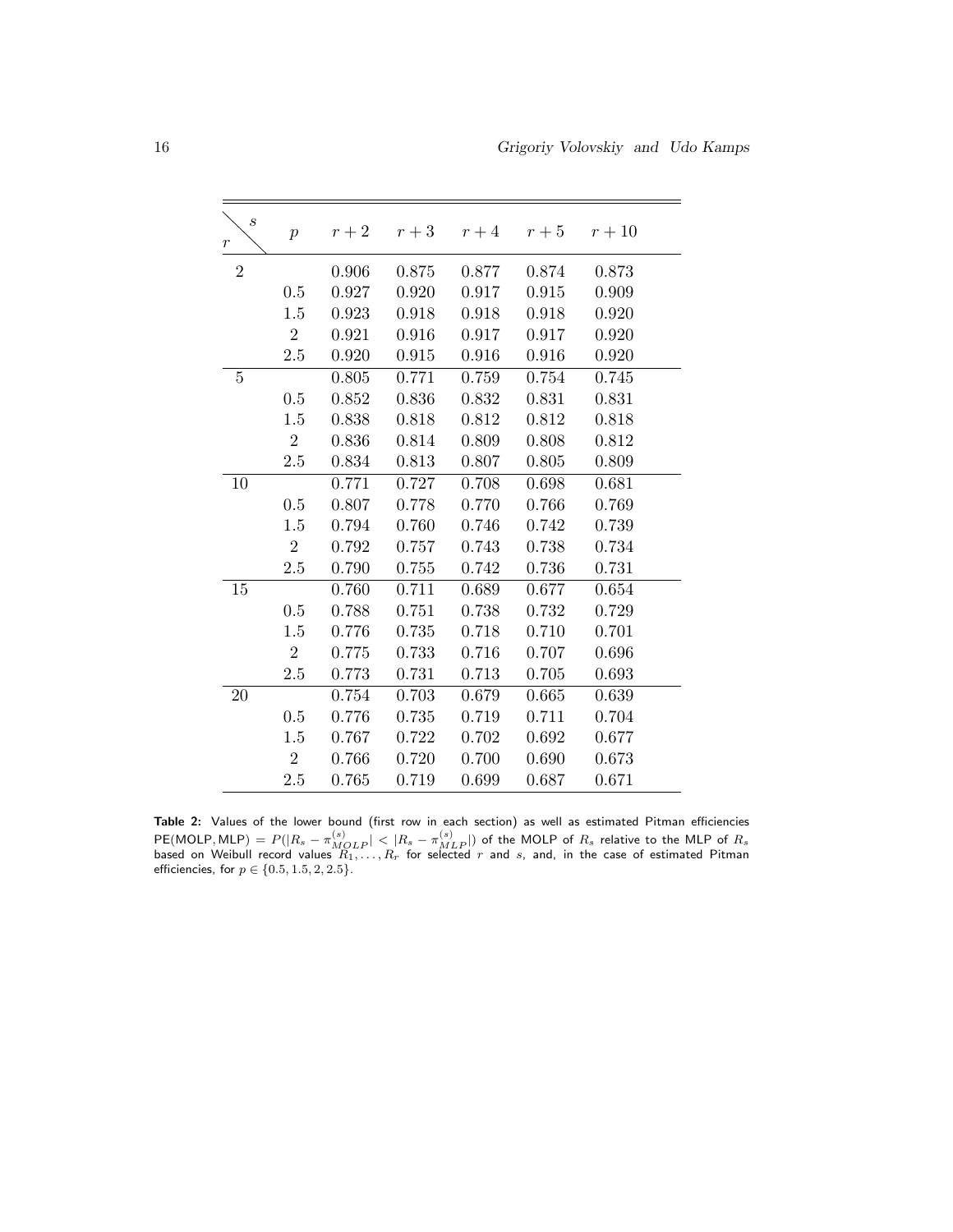| $r$ \ $s$ | $p$ | $r+2$ | $r+3$ | $r+4$ | $r+5$ | $r+10$ |
|---|---|---|---|---|---|---|
| 2 | | 0.906 | 0.875 | 0.877 | 0.874 | 0.873 |
| | 0.5 | 0.927 | 0.920 | 0.917 | 0.915 | 0.909 |
| | 1.5 | 0.923 | 0.918 | 0.918 | 0.918 | 0.920 |
| | 2 | 0.921 | 0.916 | 0.917 | 0.917 | 0.920 |
| | 2.5 | 0.920 | 0.915 | 0.916 | 0.916 | 0.920 |
| 5 | | 0.805 | 0.771 | 0.759 | 0.754 | 0.745 |
| | 0.5 | 0.852 | 0.836 | 0.832 | 0.831 | 0.831 |
| | 1.5 | 0.838 | 0.818 | 0.812 | 0.812 | 0.818 |
| | 2 | 0.836 | 0.814 | 0.809 | 0.808 | 0.812 |
| | 2.5 | 0.834 | 0.813 | 0.807 | 0.805 | 0.809 |
| 10 | | 0.771 | 0.727 | 0.708 | 0.698 | 0.681 |
| | 0.5 | 0.807 | 0.778 | 0.770 | 0.766 | 0.769 |
| | 1.5 | 0.794 | 0.760 | 0.746 | 0.742 | 0.739 |
| | 2 | 0.792 | 0.757 | 0.743 | 0.738 | 0.734 |
| | 2.5 | 0.790 | 0.755 | 0.742 | 0.736 | 0.731 |
| 15 | | 0.760 | 0.711 | 0.689 | 0.677 | 0.654 |
| | 0.5 | 0.788 | 0.751 | 0.738 | 0.732 | 0.729 |
| | 1.5 | 0.776 | 0.735 | 0.718 | 0.710 | 0.701 |
| | 2 | 0.775 | 0.733 | 0.716 | 0.707 | 0.696 |
| | 2.5 | 0.773 | 0.731 | 0.713 | 0.705 | 0.693 |
| 20 | | 0.754 | 0.703 | 0.679 | 0.665 | 0.639 |
| | 0.5 | 0.776 | 0.735 | 0.719 | 0.711 | 0.704 |
| | 1.5 | 0.767 | 0.722 | 0.702 | 0.692 | 0.677 |
| | 2 | 0.766 | 0.720 | 0.700 | 0.690 | 0.673 |
| | 2.5 | 0.765 | 0.719 | 0.699 | 0.687 | 0.671 |

**Table 2:** Values of the lower bound (first row in each section) as well as estimated Pitman efficiencies $\mathsf{PE}(\mathsf{MOLP}, \mathsf{MLP}) = P(|R_s - \pi^{(s)}_{MOLP}| < |R_s - \pi^{(s)}_{MLP}|)$ of the MOLP of $R_s$ relative to the MLP of $R_s$ based on Weibull record values $R_1, \ldots, R_r$ for selected $r$ and $s$, and, in the case of estimated Pitman efficiencies, for $p \in \{0.5, 1.5, 2, 2.5\}$.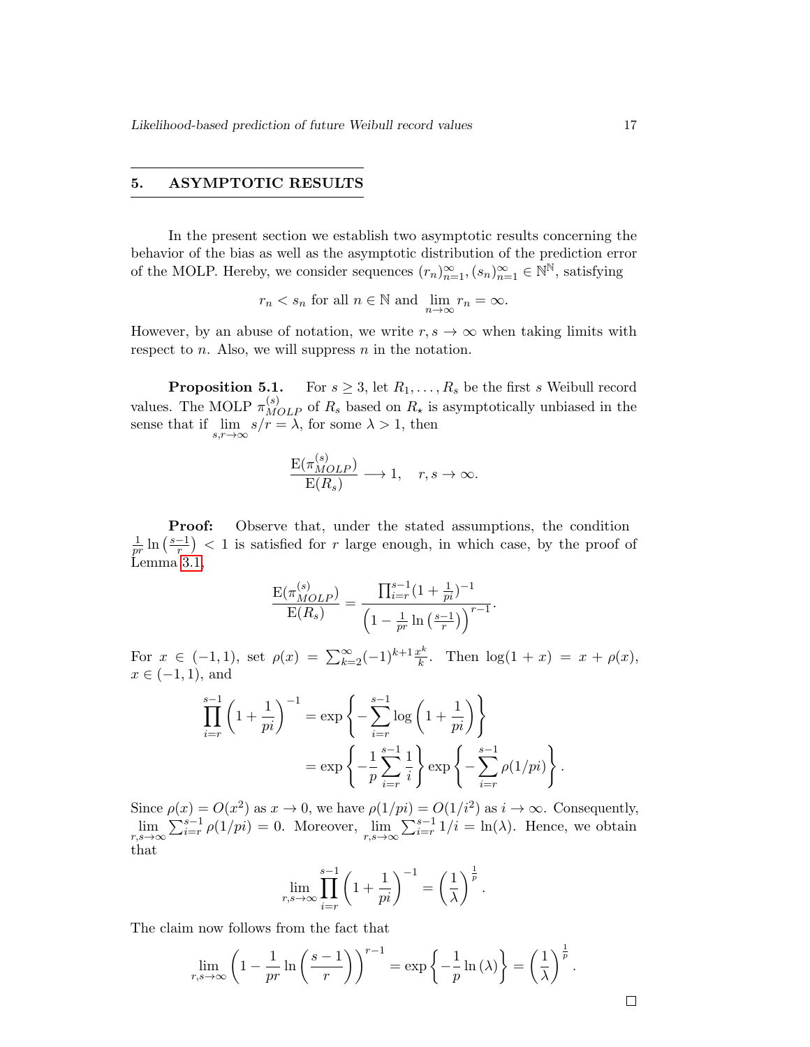## 5. ASYMPTOTIC RESULTS

In the present section we establish two asymptotic results concerning the behavior of the bias as well as the asymptotic distribution of the prediction error of the MOLP. Hereby, we consider sequences $(r_n)_{n=1}^{\infty}, (s_n)_{n=1}^{\infty} \in \mathbb{N}^{\mathbb{N}}$, satisfying

$$r_n < s_n \text{ for all } n \in \mathbb{N} \text{ and } \lim_{n\to\infty} r_n = \infty.$$

However, by an abuse of notation, we write $r, s \to \infty$ when taking limits with respect to $n$. Also, we will suppress $n$ in the notation.

**Proposition 5.1.** For $s \geq 3$, let $R_1, \ldots, R_s$ be the first $s$ Weibull record values. The MOLP $\pi_{MOLP}^{(s)}$ of $R_s$ based on $R_\star$ is asymptotically unbiased in the sense that if $\lim_{s,r\to\infty} s/r = \lambda$, for some $\lambda > 1$, then

$$\frac{\mathrm{E}(\pi_{MOLP}^{(s)})}{\mathrm{E}(R_s)} \longrightarrow 1, \quad r, s \to \infty.$$

**Proof:** Observe that, under the stated assumptions, the condition $\frac{1}{pr} \ln\left(\frac{s-1}{r}\right) < 1$ is satisfied for $r$ large enough, in which case, by the proof of Lemma 3.1,

$$\frac{\mathrm{E}(\pi_{MOLP}^{(s)})}{\mathrm{E}(R_s)} = \frac{\prod_{i=r}^{s-1}(1+\frac{1}{pi})^{-1}}{\left(1 - \frac{1}{pr}\ln\left(\frac{s-1}{r}\right)\right)^{r-1}}.$$

For $x \in (-1, 1)$, set $\rho(x) = \sum_{k=2}^{\infty}(-1)^{k+1}\frac{x^k}{k}$. Then $\log(1+x) = x + \rho(x)$, $x \in (-1, 1)$, and

$$\begin{aligned}\prod_{i=r}^{s-1}\left(1+\frac{1}{pi}\right)^{-1} &= \exp\left\{-\sum_{i=r}^{s-1}\log\left(1+\frac{1}{pi}\right)\right\} \\ &= \exp\left\{-\frac{1}{p}\sum_{i=r}^{s-1}\frac{1}{i}\right\}\exp\left\{-\sum_{i=r}^{s-1}\rho(1/pi)\right\}.\end{aligned}$$

Since $\rho(x) = O(x^2)$ as $x \to 0$, we have $\rho(1/pi) = O(1/i^2)$ as $i \to \infty$. Consequently, $\lim_{r,s\to\infty}\sum_{i=r}^{s-1}\rho(1/pi) = 0$. Moreover, $\lim_{r,s\to\infty}\sum_{i=r}^{s-1} 1/i = \ln(\lambda)$. Hence, we obtain that

$$\lim_{r,s\to\infty}\prod_{i=r}^{s-1}\left(1+\frac{1}{pi}\right)^{-1} = \left(\frac{1}{\lambda}\right)^{\frac{1}{p}}.$$

The claim now follows from the fact that

$$\lim_{r,s\to\infty}\left(1 - \frac{1}{pr}\ln\left(\frac{s-1}{r}\right)\right)^{r-1} = \exp\left\{-\frac{1}{p}\ln(\lambda)\right\} = \left(\frac{1}{\lambda}\right)^{\frac{1}{p}}.$$

□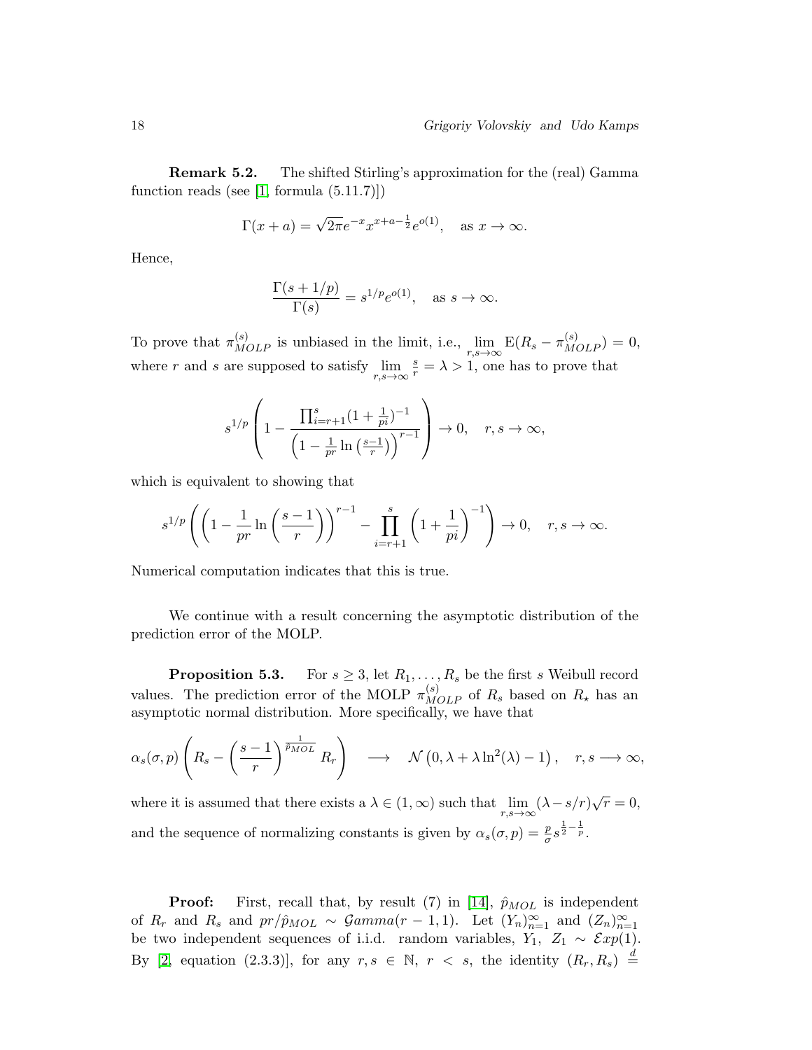**Remark 5.2.** The shifted Stirling's approximation for the (real) Gamma function reads (see [1, formula (5.11.7)])

$$\Gamma(x+a) = \sqrt{2\pi} e^{-x} x^{x+a-\frac{1}{2}} e^{o(1)}, \quad \text{as } x \to \infty.$$

Hence,

$$\frac{\Gamma(s+1/p)}{\Gamma(s)} = s^{1/p} e^{o(1)}, \quad \text{as } s \to \infty.$$

To prove that $\pi_{MOLP}^{(s)}$ is unbiased in the limit, i.e., $\lim_{r,s\to\infty} \mathrm{E}(R_s - \pi_{MOLP}^{(s)}) = 0$, where $r$ and $s$ are supposed to satisfy $\lim_{r,s\to\infty} \frac{s}{r} = \lambda > 1$, one has to prove that

$$s^{1/p} \left( 1 - \frac{\prod_{i=r+1}^{s} (1 + \frac{1}{pi})^{-1}}{\left(1 - \frac{1}{pr} \ln\left(\frac{s-1}{r}\right)\right)^{r-1}} \right) \to 0, \quad r, s \to \infty,$$

which is equivalent to showing that

$$s^{1/p} \left( \left(1 - \frac{1}{pr} \ln\left(\frac{s-1}{r}\right)\right)^{r-1} - \prod_{i=r+1}^{s} \left(1 + \frac{1}{pi}\right)^{-1} \right) \to 0, \quad r, s \to \infty.$$

Numerical computation indicates that this is true.

We continue with a result concerning the asymptotic distribution of the prediction error of the MOLP.

**Proposition 5.3.** For $s \geq 3$, let $R_1, \ldots, R_s$ be the first $s$ Weibull record values. The prediction error of the MOLP $\pi_{MOLP}^{(s)}$ of $R_s$ based on $R_\star$ has an asymptotic normal distribution. More specifically, we have that

$$\alpha_s(\sigma, p) \left( R_s - \left(\frac{s-1}{r}\right)^{\frac{1}{\hat{p}_{MOL}}} R_r \right) \quad \longrightarrow \quad \mathcal{N}\left(0, \lambda + \lambda \ln^2(\lambda) - 1\right), \quad r, s \longrightarrow \infty,$$

where it is assumed that there exists a $\lambda \in (1, \infty)$ such that $\lim_{r,s\to\infty} (\lambda - s/r)\sqrt{r} = 0$, and the sequence of normalizing constants is given by $\alpha_s(\sigma, p) = \frac{p}{\sigma} s^{\frac{1}{2} - \frac{1}{p}}$.

**Proof:** First, recall that, by result (7) in [14], $\hat{p}_{MOL}$ is independent of $R_r$ and $R_s$ and $pr/\hat{p}_{MOL} \sim \mathcal{G}amma(r-1, 1)$. Let $(Y_n)_{n=1}^{\infty}$ and $(Z_n)_{n=1}^{\infty}$ be two independent sequences of i.i.d. random variables, $Y_1, Z_1 \sim \mathcal{E}xp(1)$. By [2, equation (2.3.3)], for any $r, s \in \mathbb{N}$, $r < s$, the identity $(R_r, R_s) \stackrel{d}{=}$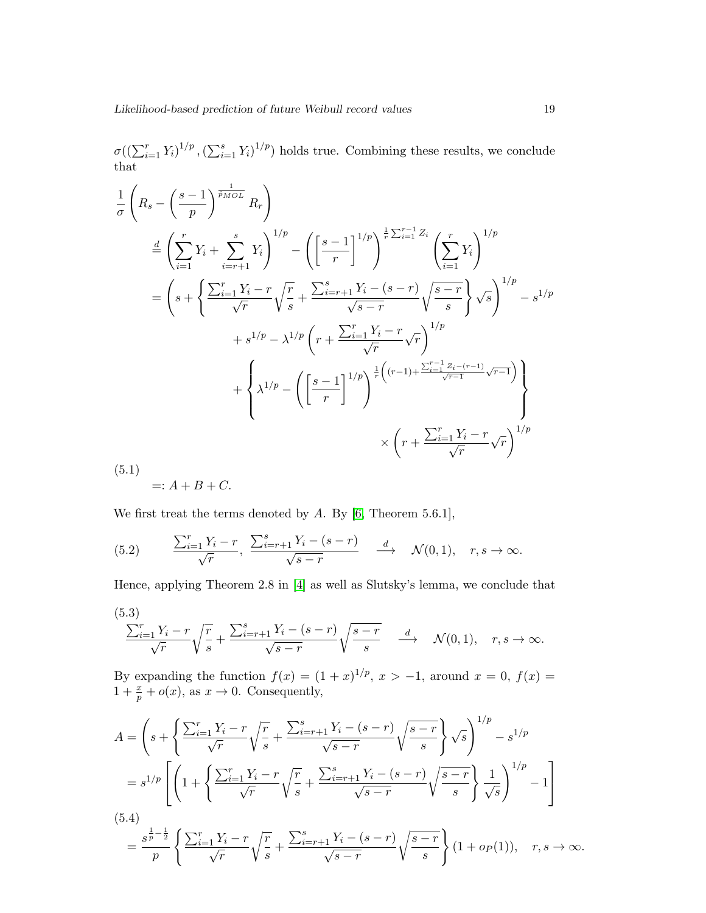$\sigma((\sum_{i=1}^r Y_i)^{1/p}, (\sum_{i=1}^s Y_i)^{1/p})$ holds true. Combining these results, we conclude that

$$
\begin{aligned}
&\frac{1}{\sigma}\left(R_s - \left(\frac{s-1}{p}\right)^{\frac{1}{\hat{p}_{MOL}}} R_r\right) \\
&\quad \overset{d}{=} \left(\sum_{i=1}^r Y_i + \sum_{i=r+1}^s Y_i\right)^{1/p} - \left(\left[\frac{s-1}{r}\right]^{1/p}\right)^{\frac{1}{r}\sum_{i=1}^{r-1} Z_i} \left(\sum_{i=1}^r Y_i\right)^{1/p} \\
&\quad = \left(s + \left\{\frac{\sum_{i=1}^r Y_i - r}{\sqrt{r}}\sqrt{\frac{r}{s}} + \frac{\sum_{i=r+1}^s Y_i - (s-r)}{\sqrt{s-r}}\sqrt{\frac{s-r}{s}}\right\}\sqrt{s}\right)^{1/p} - s^{1/p} \\
&\qquad\quad + s^{1/p} - \lambda^{1/p}\left(r + \frac{\sum_{i=1}^r Y_i - r}{\sqrt{r}}\sqrt{r}\right)^{1/p} \\
&\qquad\quad + \left\{\lambda^{1/p} - \left(\left[\frac{s-1}{r}\right]^{1/p}\right)^{\frac{1}{r}\left((r-1) + \frac{\sum_{i=1}^{r-1} Z_i - (r-1)}{\sqrt{r-1}}\sqrt{r-1}\right)}\right\} \\
&\qquad\qquad\qquad \times \left(r + \frac{\sum_{i=1}^r Y_i - r}{\sqrt{r}}\sqrt{r}\right)^{1/p}
\end{aligned}
$$

(5.1)

$$=: A + B + C.$$

We first treat the terms denoted by $A$. By [6, Theorem 5.6.1],

$$\frac{\sum_{i=1}^r Y_i - r}{\sqrt{r}},\ \frac{\sum_{i=r+1}^s Y_i - (s-r)}{\sqrt{s-r}} \quad \overset{d}{\longrightarrow} \quad \mathcal{N}(0,1), \quad r, s \to \infty. \tag{5.2}$$

Hence, applying Theorem 2.8 in [4] as well as Slutsky's lemma, we conclude that

$$\frac{\sum_{i=1}^r Y_i - r}{\sqrt{r}}\sqrt{\frac{r}{s}} + \frac{\sum_{i=r+1}^s Y_i - (s-r)}{\sqrt{s-r}}\sqrt{\frac{s-r}{s}} \quad \overset{d}{\longrightarrow} \quad \mathcal{N}(0,1), \quad r, s \to \infty. \tag{5.3}$$

By expanding the function $f(x) = (1+x)^{1/p}$, $x > -1$, around $x = 0$, $f(x) = 1 + \frac{x}{p} + o(x)$, as $x \to 0$. Consequently,

$$
\begin{aligned}
A &= \left(s + \left\{\frac{\sum_{i=1}^r Y_i - r}{\sqrt{r}}\sqrt{\frac{r}{s}} + \frac{\sum_{i=r+1}^s Y_i - (s-r)}{\sqrt{s-r}}\sqrt{\frac{s-r}{s}}\right\}\sqrt{s}\right)^{1/p} - s^{1/p} \\
&= s^{1/p}\left[\left(1 + \left\{\frac{\sum_{i=1}^r Y_i - r}{\sqrt{r}}\sqrt{\frac{r}{s}} + \frac{\sum_{i=r+1}^s Y_i - (s-r)}{\sqrt{s-r}}\sqrt{\frac{s-r}{s}}\right\}\frac{1}{\sqrt{s}}\right)^{1/p} - 1\right] \\
&= \frac{s^{\frac{1}{p}-\frac{1}{2}}}{p}\left\{\frac{\sum_{i=1}^r Y_i - r}{\sqrt{r}}\sqrt{\frac{r}{s}} + \frac{\sum_{i=r+1}^s Y_i - (s-r)}{\sqrt{s-r}}\sqrt{\frac{s-r}{s}}\right\}(1 + o_P(1)), \quad r, s \to \infty.
\end{aligned} \tag{5.4}
$$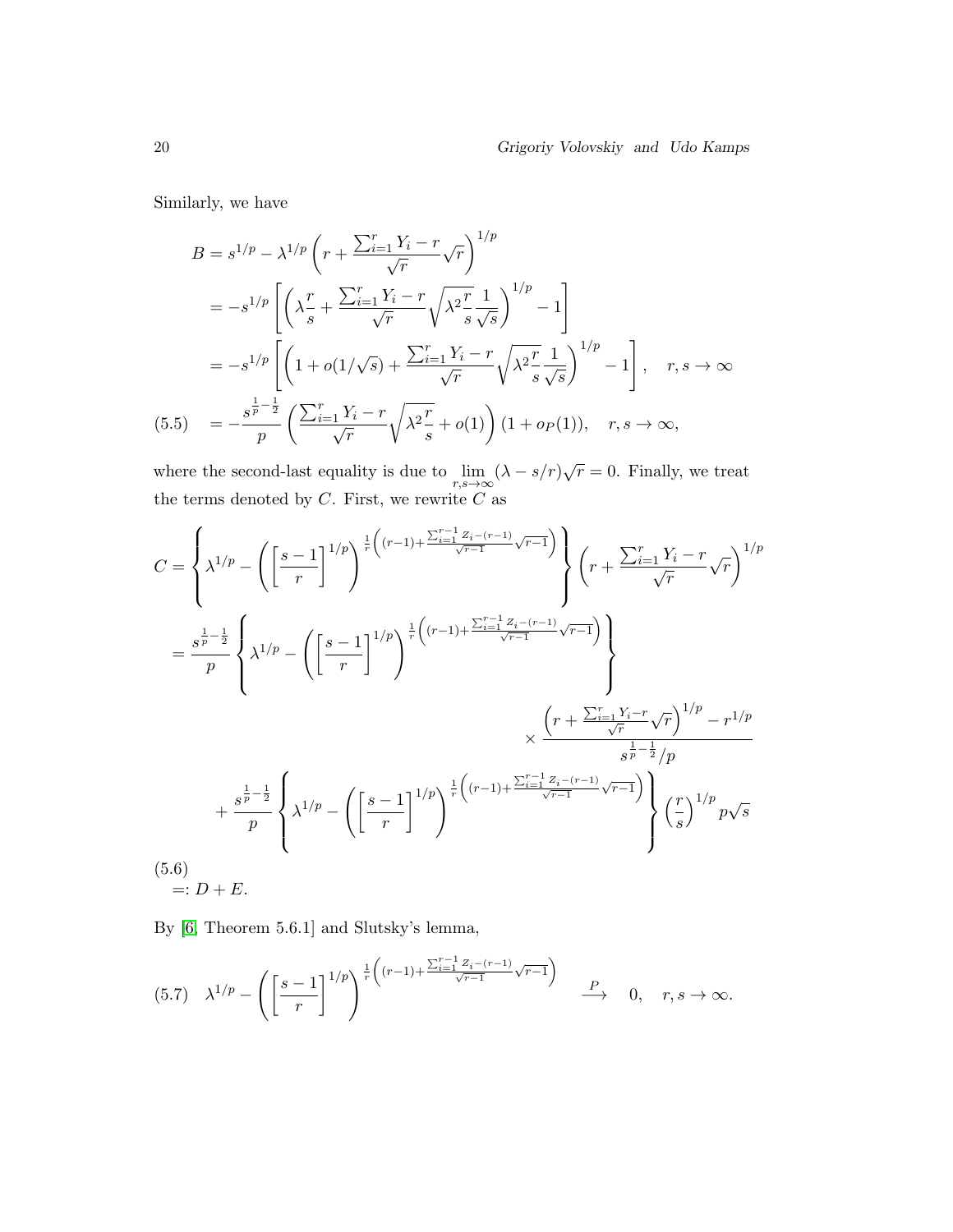Similarly, we have

$$
\begin{aligned}
B &= s^{1/p} - \lambda^{1/p}\left(r + \frac{\sum_{i=1}^{r} Y_i - r}{\sqrt{r}}\sqrt{r}\right)^{1/p} \\
&= -s^{1/p}\left[\left(\lambda\frac{r}{s} + \frac{\sum_{i=1}^{r} Y_i - r}{\sqrt{r}}\sqrt{\lambda^2\frac{r}{s}}\frac{1}{\sqrt{s}}\right)^{1/p} - 1\right] \\
&= -s^{1/p}\left[\left(1 + o(1/\sqrt{s}) + \frac{\sum_{i=1}^{r} Y_i - r}{\sqrt{r}}\sqrt{\lambda^2\frac{r}{s}}\frac{1}{\sqrt{s}}\right)^{1/p} - 1\right], \quad r, s \to \infty \\
&= -\frac{s^{\frac{1}{p}-\frac{1}{2}}}{p}\left(\frac{\sum_{i=1}^{r} Y_i - r}{\sqrt{r}}\sqrt{\lambda^2\frac{r}{s}} + o(1)\right)(1 + o_P(1)), \quad r, s \to \infty, \qquad (5.5)
\end{aligned}
$$

where the second-last equality is due to $\lim_{r,s\to\infty}(\lambda - s/r)\sqrt{r} = 0$. Finally, we treat the terms denoted by $C$. First, we rewrite $C$ as

$$
\begin{aligned}
C &= \left\{\lambda^{1/p} - \left(\left[\frac{s-1}{r}\right]^{1/p}\right)^{\frac{1}{r}\left((r-1) + \frac{\sum_{i=1}^{r-1} Z_i - (r-1)}{\sqrt{r-1}}\sqrt{r-1}\right)}\right\}\left(r + \frac{\sum_{i=1}^{r} Y_i - r}{\sqrt{r}}\sqrt{r}\right)^{1/p} \\
&= \frac{s^{\frac{1}{p}-\frac{1}{2}}}{p}\left\{\lambda^{1/p} - \left(\left[\frac{s-1}{r}\right]^{1/p}\right)^{\frac{1}{r}\left((r-1) + \frac{\sum_{i=1}^{r-1} Z_i - (r-1)}{\sqrt{r-1}}\sqrt{r-1}\right)}\right\} \\
&\qquad\qquad \times \frac{\left(r + \frac{\sum_{i=1}^{r} Y_i - r}{\sqrt{r}}\sqrt{r}\right)^{1/p} - r^{1/p}}{s^{\frac{1}{p}-\frac{1}{2}}/p} \\
&\quad + \frac{s^{\frac{1}{p}-\frac{1}{2}}}{p}\left\{\lambda^{1/p} - \left(\left[\frac{s-1}{r}\right]^{1/p}\right)^{\frac{1}{r}\left((r-1) + \frac{\sum_{i=1}^{r-1} Z_i - (r-1)}{\sqrt{r-1}}\sqrt{r-1}\right)}\right\}\left(\frac{r}{s}\right)^{1/p} p\sqrt{s} \\
&=: D + E. \qquad (5.6)
\end{aligned}
$$

By [6, Theorem 5.6.1] and Slutsky's lemma,

$$
\lambda^{1/p} - \left(\left[\frac{s-1}{r}\right]^{1/p}\right)^{\frac{1}{r}\left((r-1) + \frac{\sum_{i=1}^{r-1} Z_i - (r-1)}{\sqrt{r-1}}\sqrt{r-1}\right)} \quad \xrightarrow{P} \quad 0, \quad r, s \to \infty. \qquad (5.7)
$$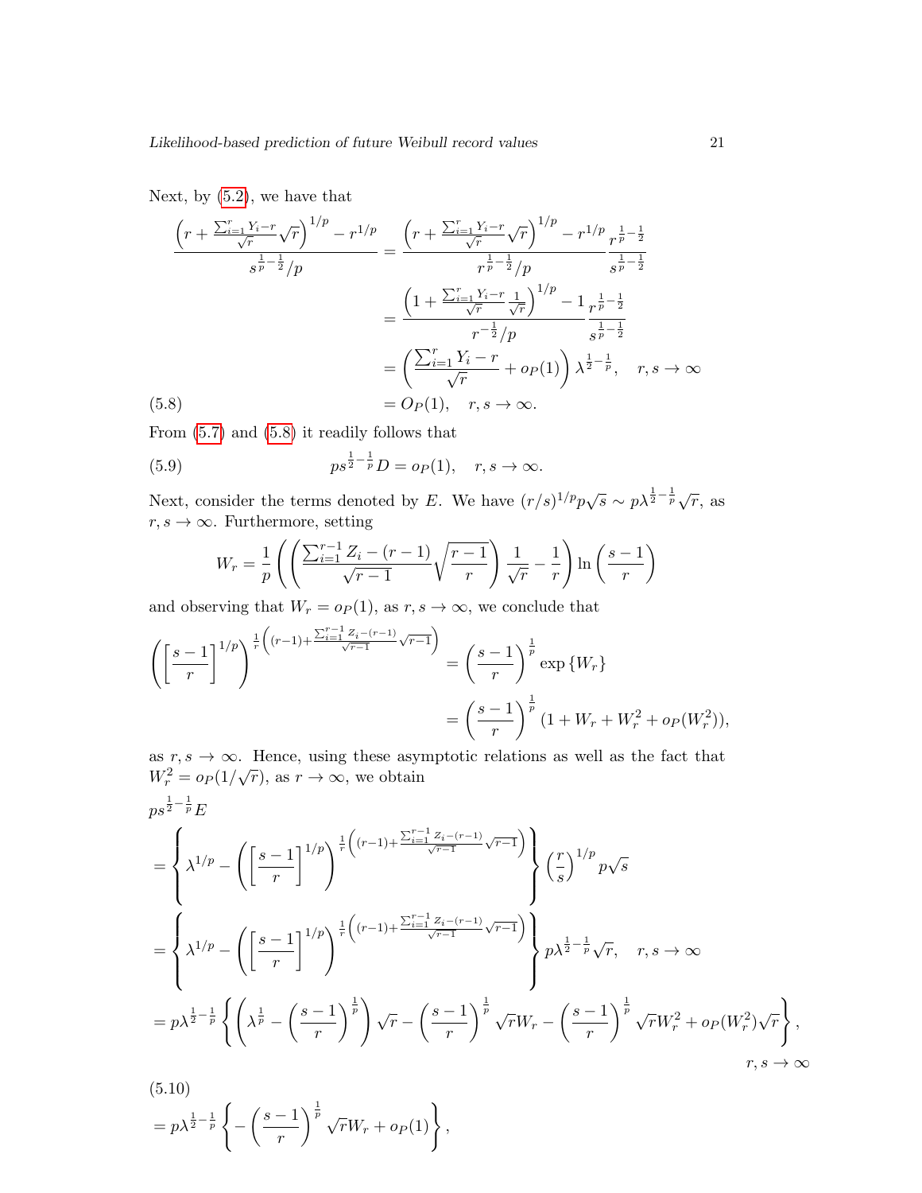Next, by (5.2), we have that

$$
\begin{aligned}
\frac{\left(r+\frac{\sum_{i=1}^{r} Y_i - r}{\sqrt{r}}\sqrt{r}\right)^{1/p} - r^{1/p}}{s^{\frac{1}{p}-\frac{1}{2}}/p}
&= \frac{\left(r+\frac{\sum_{i=1}^{r} Y_i - r}{\sqrt{r}}\sqrt{r}\right)^{1/p} - r^{1/p}}{r^{\frac{1}{p}-\frac{1}{2}}/p}\frac{r^{\frac{1}{p}-\frac{1}{2}}}{s^{\frac{1}{p}-\frac{1}{2}}} \\
&= \frac{\left(1+\frac{\sum_{i=1}^{r} Y_i - r}{\sqrt{r}}\frac{1}{\sqrt{r}}\right)^{1/p} - 1}{r^{-\frac{1}{2}}/p}\frac{r^{\frac{1}{p}-\frac{1}{2}}}{s^{\frac{1}{p}-\frac{1}{2}}} \\
&= \left(\frac{\sum_{i=1}^{r} Y_i - r}{\sqrt{r}} + o_P(1)\right)\lambda^{\frac{1}{2}-\frac{1}{p}}, \quad r,s\to\infty \\
&= O_P(1), \quad r,s\to\infty. \qquad (5.8)
\end{aligned}
$$

From (5.7) and (5.8) it readily follows that

$$
ps^{\frac{1}{2}-\frac{1}{p}}D = o_P(1), \quad r,s\to\infty. \qquad (5.9)
$$

Next, consider the terms denoted by $E$. We have $(r/s)^{1/p}p\sqrt{s} \sim p\lambda^{\frac{1}{2}-\frac{1}{p}}\sqrt{r}$, as $r,s\to\infty$. Furthermore, setting

$$
W_r = \frac{1}{p}\left(\left(\frac{\sum_{i=1}^{r-1} Z_i - (r-1)}{\sqrt{r-1}}\sqrt{\frac{r-1}{r}}\right)\frac{1}{\sqrt{r}} - \frac{1}{r}\right)\ln\left(\frac{s-1}{r}\right)
$$

and observing that $W_r = o_P(1)$, as $r,s\to\infty$, we conclude that

$$
\begin{aligned}
\left(\left[\frac{s-1}{r}\right]^{1/p}\right)^{\frac{1}{r}\left((r-1)+\frac{\sum_{i=1}^{r-1} Z_i-(r-1)}{\sqrt{r-1}}\sqrt{r-1}\right)} &= \left(\frac{s-1}{r}\right)^{\frac{1}{p}}\exp\{W_r\} \\
&= \left(\frac{s-1}{r}\right)^{\frac{1}{p}}(1+W_r+W_r^2+o_P(W_r^2)),
\end{aligned}
$$

as $r,s\to\infty$. Hence, using these asymptotic relations as well as the fact that $W_r^2 = o_P(1/\sqrt{r})$, as $r\to\infty$, we obtain

$$
\begin{aligned}
&ps^{\frac{1}{2}-\frac{1}{p}}E \\
&= \left\{\lambda^{1/p} - \left(\left[\frac{s-1}{r}\right]^{1/p}\right)^{\frac{1}{r}\left((r-1)+\frac{\sum_{i=1}^{r-1} Z_i-(r-1)}{\sqrt{r-1}}\sqrt{r-1}\right)}\right\}\left(\frac{r}{s}\right)^{1/p}p\sqrt{s} \\
&= \left\{\lambda^{1/p} - \left(\left[\frac{s-1}{r}\right]^{1/p}\right)^{\frac{1}{r}\left((r-1)+\frac{\sum_{i=1}^{r-1} Z_i-(r-1)}{\sqrt{r-1}}\sqrt{r-1}\right)}\right\}p\lambda^{\frac{1}{2}-\frac{1}{p}}\sqrt{r}, \quad r,s\to\infty \\
&= p\lambda^{\frac{1}{2}-\frac{1}{p}}\left\{\left(\lambda^{\frac{1}{p}} - \left(\frac{s-1}{r}\right)^{\frac{1}{p}}\right)\sqrt{r} - \left(\frac{s-1}{r}\right)^{\frac{1}{p}}\sqrt{r}W_r - \left(\frac{s-1}{r}\right)^{\frac{1}{p}}\sqrt{r}W_r^2 + o_P(W_r^2)\sqrt{r}\right\}, \\
&\qquad\qquad r,s\to\infty \\
&= p\lambda^{\frac{1}{2}-\frac{1}{p}}\left\{-\left(\frac{s-1}{r}\right)^{\frac{1}{p}}\sqrt{r}W_r + o_P(1)\right\}, \qquad (5.10)
\end{aligned}
$$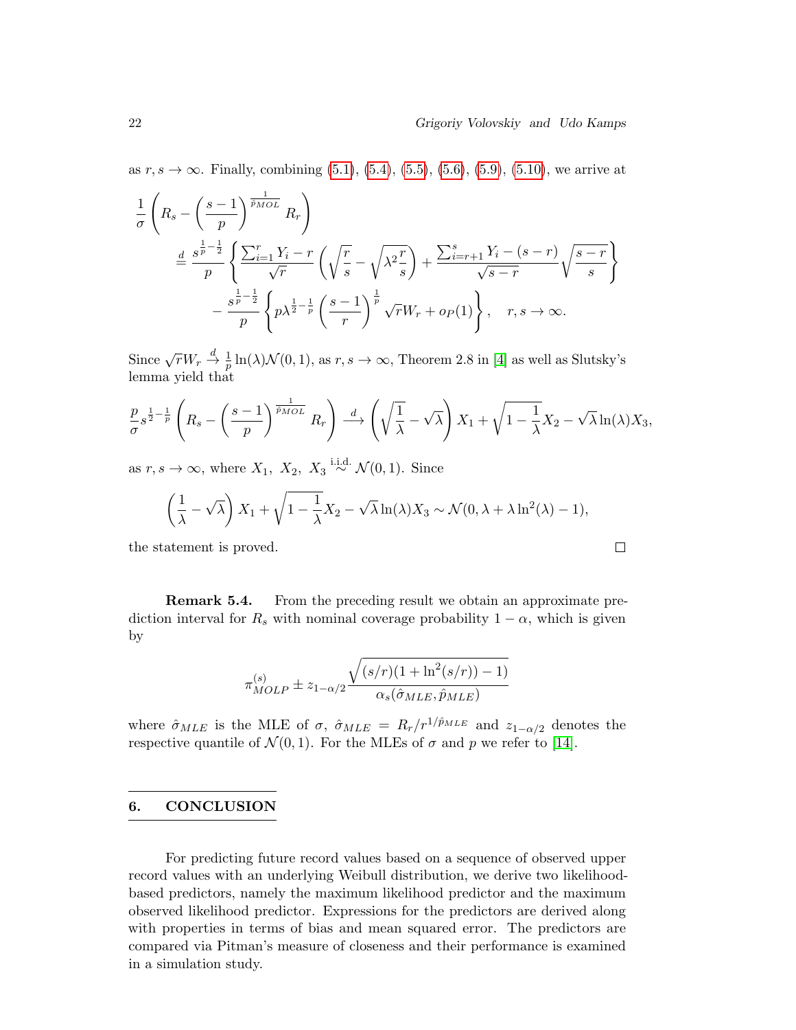as $r, s \to \infty$. Finally, combining (5.1), (5.4), (5.5), (5.6), (5.9), (5.10), we arrive at

$$
\begin{aligned}
&\frac{1}{\sigma}\left(R_s - \left(\frac{s-1}{p}\right)^{\frac{1}{\hat{p}_{MOL}}} R_r\right) \\
&\quad \stackrel{d}{=} \frac{s^{\frac{1}{p}-\frac{1}{2}}}{p}\left\{\frac{\sum_{i=1}^{r} Y_i - r}{\sqrt{r}}\left(\sqrt{\frac{r}{s}} - \sqrt{\lambda^2 \frac{r}{s}}\right) + \frac{\sum_{i=r+1}^{s} Y_i - (s-r)}{\sqrt{s-r}}\sqrt{\frac{s-r}{s}}\right\} \\
&\qquad - \frac{s^{\frac{1}{p}-\frac{1}{2}}}{p}\left\{p\lambda^{\frac{1}{2}-\frac{1}{p}}\left(\frac{s-1}{r}\right)^{\frac{1}{p}}\sqrt{r}W_r + o_P(1)\right\}, \quad r, s \to \infty.
\end{aligned}
$$

Since $\sqrt{r}W_r \xrightarrow{d} \frac{1}{p}\ln(\lambda)\mathcal{N}(0,1)$, as $r, s \to \infty$, Theorem 2.8 in [4] as well as Slutsky's lemma yield that

$$
\frac{p}{\sigma}s^{\frac{1}{2}-\frac{1}{p}}\left(R_s - \left(\frac{s-1}{p}\right)^{\frac{1}{\hat{p}_{MOL}}} R_r\right) \xrightarrow{d} \left(\sqrt{\frac{1}{\lambda}} - \sqrt{\lambda}\right)X_1 + \sqrt{1-\frac{1}{\lambda}}X_2 - \sqrt{\lambda}\ln(\lambda)X_3,
$$

as $r, s \to \infty$, where $X_1,\ X_2,\ X_3 \stackrel{\text{i.i.d.}}{\sim} \mathcal{N}(0,1)$. Since

$$
\left(\frac{1}{\lambda} - \sqrt{\lambda}\right)X_1 + \sqrt{1-\frac{1}{\lambda}}X_2 - \sqrt{\lambda}\ln(\lambda)X_3 \sim \mathcal{N}(0, \lambda + \lambda\ln^2(\lambda) - 1),
$$

the statement is proved. □

**Remark 5.4.** From the preceding result we obtain an approximate prediction interval for $R_s$ with nominal coverage probability $1-\alpha$, which is given by

$$
\pi_{MOLP}^{(s)} \pm z_{1-\alpha/2}\frac{\sqrt{(s/r)(1+\ln^2(s/r)) - 1)}}{\alpha_s(\hat{\sigma}_{MLE}, \hat{p}_{MLE})}
$$

where $\hat{\sigma}_{MLE}$ is the MLE of $\sigma$, $\hat{\sigma}_{MLE} = R_r/r^{1/\hat{p}_{MLE}}$ and $z_{1-\alpha/2}$ denotes the respective quantile of $\mathcal{N}(0,1)$. For the MLEs of $\sigma$ and $p$ we refer to [14].

## 6. CONCLUSION

For predicting future record values based on a sequence of observed upper record values with an underlying Weibull distribution, we derive two likelihood-based predictors, namely the maximum likelihood predictor and the maximum observed likelihood predictor. Expressions for the predictors are derived along with properties in terms of bias and mean squared error. The predictors are compared via Pitman's measure of closeness and their performance is examined in a simulation study.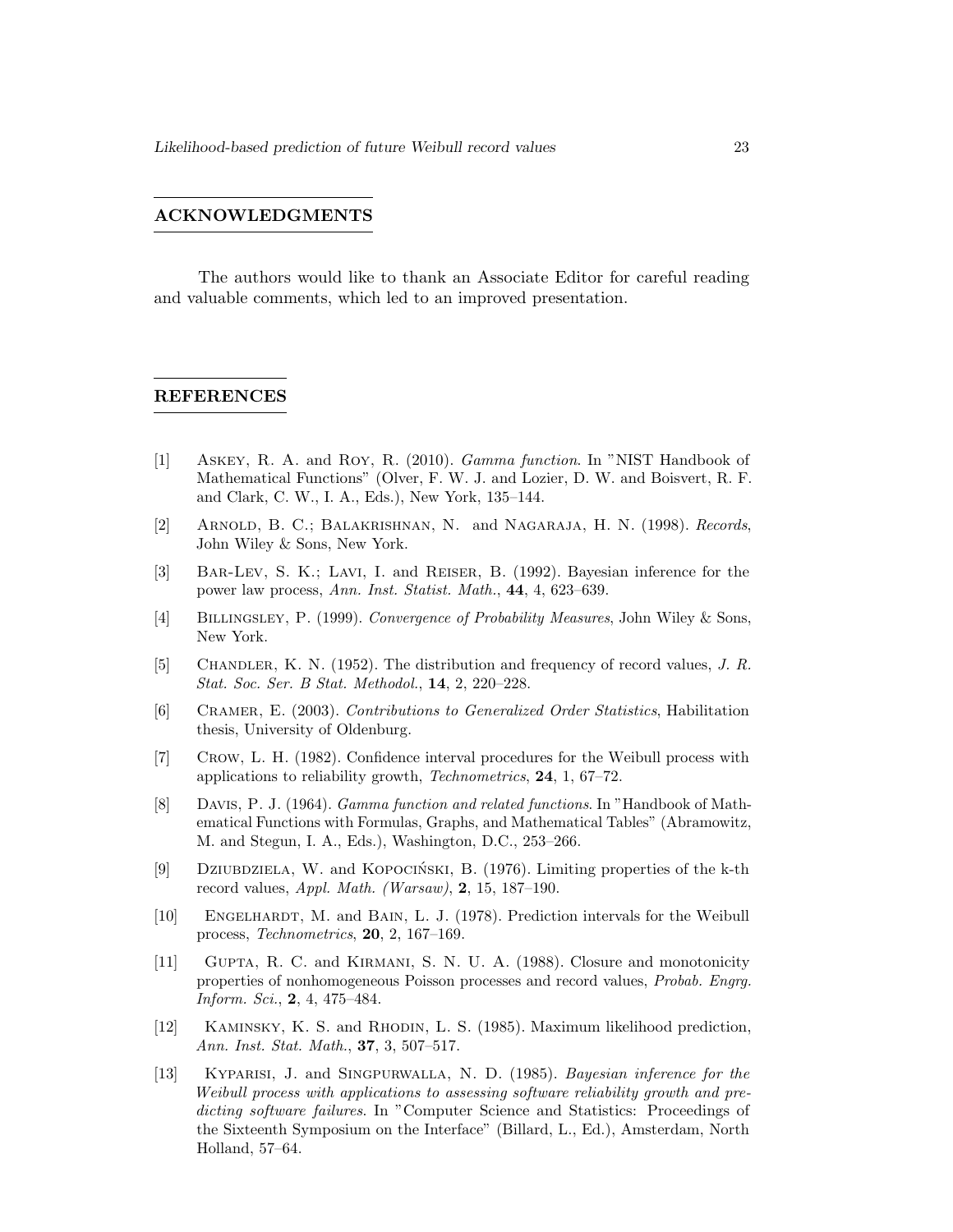## ACKNOWLEDGMENTS

The authors would like to thank an Associate Editor for careful reading and valuable comments, which led to an improved presentation.

## REFERENCES

[1] Askey, R. A. and Roy, R. (2010). *Gamma function*. In "NIST Handbook of Mathematical Functions" (Olver, F. W. J. and Lozier, D. W. and Boisvert, R. F. and Clark, C. W., I. A., Eds.), New York, 135–144.

[2] Arnold, B. C.; Balakrishnan, N. and Nagaraja, H. N. (1998). *Records*, John Wiley & Sons, New York.

[3] Bar-Lev, S. K.; Lavi, I. and Reiser, B. (1992). Bayesian inference for the power law process, *Ann. Inst. Statist. Math.*, **44**, 4, 623–639.

[4] Billingsley, P. (1999). *Convergence of Probability Measures*, John Wiley & Sons, New York.

[5] Chandler, K. N. (1952). The distribution and frequency of record values, *J. R. Stat. Soc. Ser. B Stat. Methodol.*, **14**, 2, 220–228.

[6] Cramer, E. (2003). *Contributions to Generalized Order Statistics*, Habilitation thesis, University of Oldenburg.

[7] Crow, L. H. (1982). Confidence interval procedures for the Weibull process with applications to reliability growth, *Technometrics*, **24**, 1, 67–72.

[8] Davis, P. J. (1964). *Gamma function and related functions*. In "Handbook of Mathematical Functions with Formulas, Graphs, and Mathematical Tables" (Abramowitz, M. and Stegun, I. A., Eds.), Washington, D.C., 253–266.

[9] Dziubdziela, W. and Kopociński, B. (1976). Limiting properties of the k-th record values, *Appl. Math. (Warsaw)*, **2**, 15, 187–190.

[10] Engelhardt, M. and Bain, L. J. (1978). Prediction intervals for the Weibull process, *Technometrics*, **20**, 2, 167–169.

[11] Gupta, R. C. and Kirmani, S. N. U. A. (1988). Closure and monotonicity properties of nonhomogeneous Poisson processes and record values, *Probab. Engrg. Inform. Sci.*, **2**, 4, 475–484.

[12] Kaminsky, K. S. and Rhodin, L. S. (1985). Maximum likelihood prediction, *Ann. Inst. Stat. Math.*, **37**, 3, 507–517.

[13] Kyparisi, J. and Singpurwalla, N. D. (1985). *Bayesian inference for the Weibull process with applications to assessing software reliability growth and predicting software failures*. In "Computer Science and Statistics: Proceedings of the Sixteenth Symposium on the Interface" (Billard, L., Ed.), Amsterdam, North Holland, 57–64.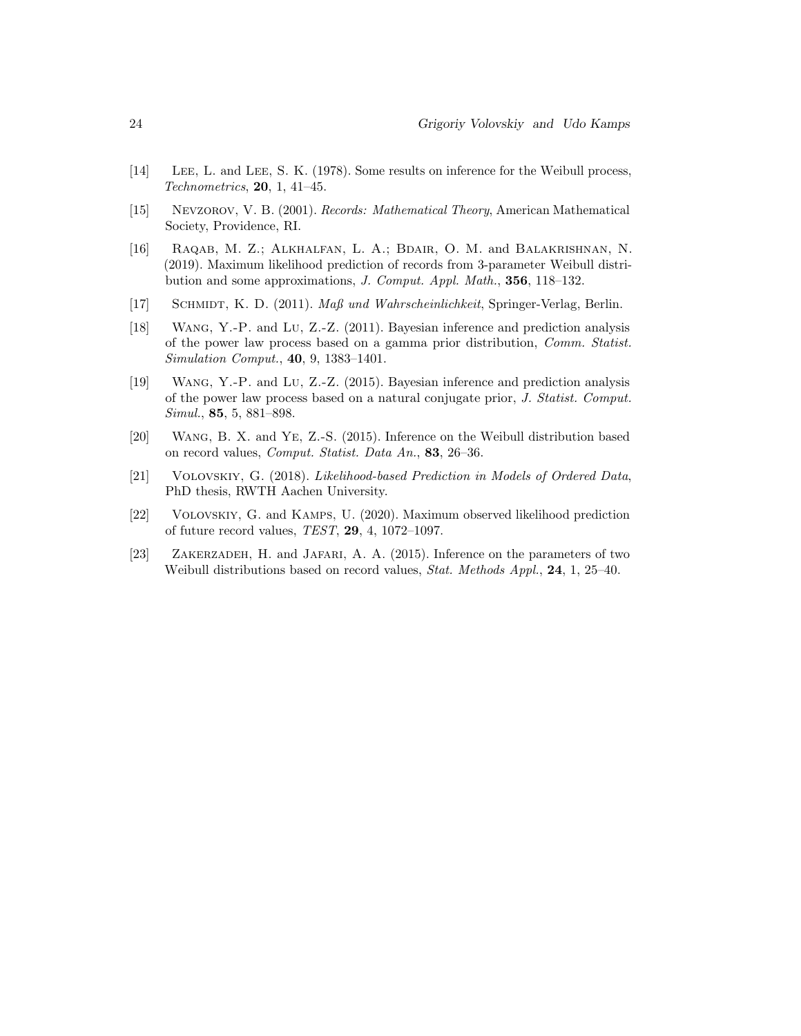[14] LEE, L. and LEE, S. K. (1978). Some results on inference for the Weibull process, *Technometrics*, **20**, 1, 41–45.

[15] NEVZOROV, V. B. (2001). *Records: Mathematical Theory*, American Mathematical Society, Providence, RI.

[16] RAQAB, M. Z.; ALKHALFAN, L. A.; BDAIR, O. M. and BALAKRISHNAN, N. (2019). Maximum likelihood prediction of records from 3-parameter Weibull distribution and some approximations, *J. Comput. Appl. Math.*, **356**, 118–132.

[17] SCHMIDT, K. D. (2011). *Maß und Wahrscheinlichkeit*, Springer-Verlag, Berlin.

[18] WANG, Y.-P. and LU, Z.-Z. (2011). Bayesian inference and prediction analysis of the power law process based on a gamma prior distribution, *Comm. Statist. Simulation Comput.*, **40**, 9, 1383–1401.

[19] WANG, Y.-P. and LU, Z.-Z. (2015). Bayesian inference and prediction analysis of the power law process based on a natural conjugate prior, *J. Statist. Comput. Simul.*, **85**, 5, 881–898.

[20] WANG, B. X. and YE, Z.-S. (2015). Inference on the Weibull distribution based on record values, *Comput. Statist. Data An.*, **83**, 26–36.

[21] VOLOVSKIY, G. (2018). *Likelihood-based Prediction in Models of Ordered Data*, PhD thesis, RWTH Aachen University.

[22] VOLOVSKIY, G. and KAMPS, U. (2020). Maximum observed likelihood prediction of future record values, *TEST*, **29**, 4, 1072–1097.

[23] ZAKERZADEH, H. and JAFARI, A. A. (2015). Inference on the parameters of two Weibull distributions based on record values, *Stat. Methods Appl.*, **24**, 1, 25–40.